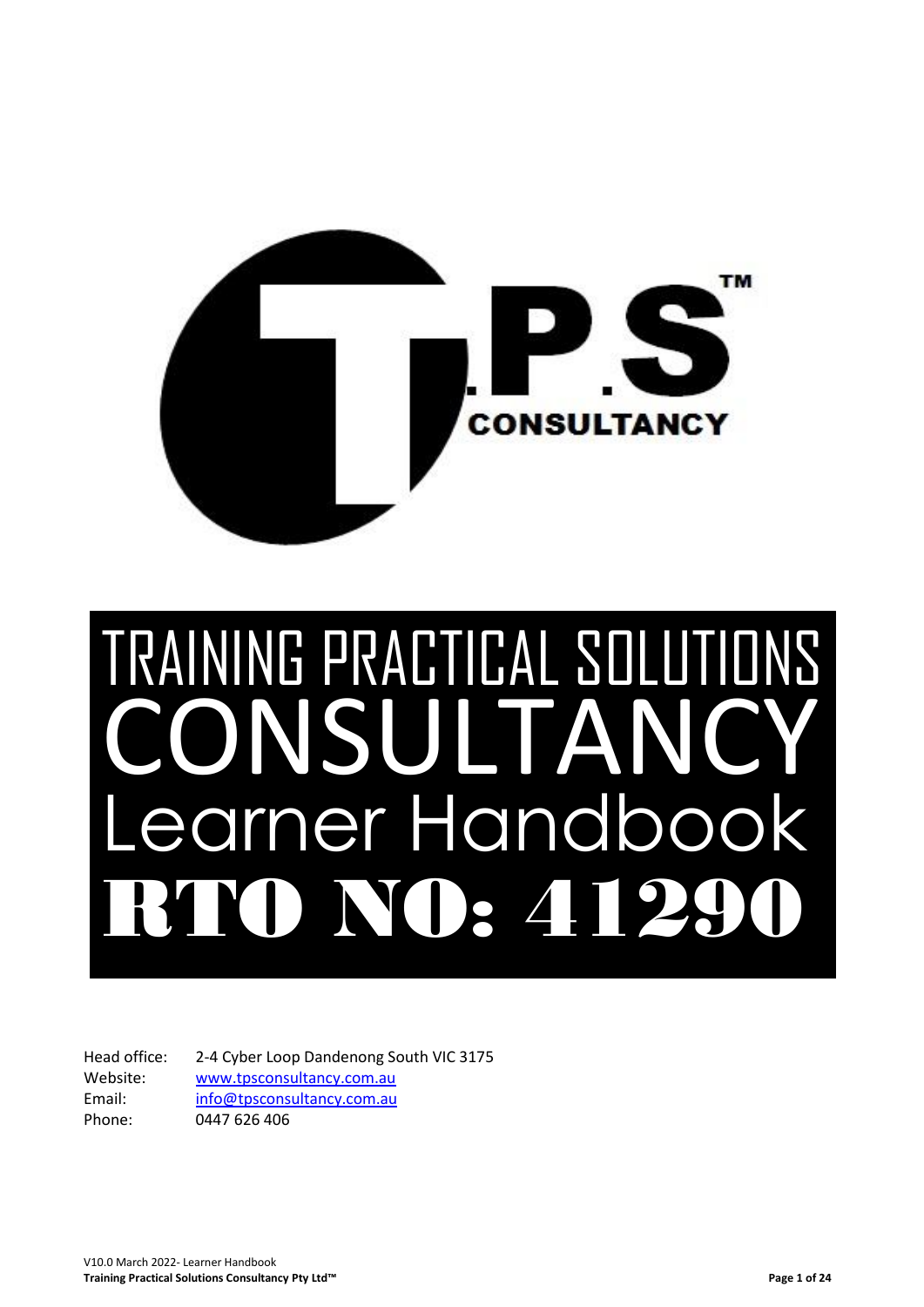T.P.S™ CONSULTANCY

# TRAINING PRACTICAL SOLUTIONS CONSULTANCY Learner Handbook RTO NO: 41290

Head office: 2-4 Cyber Loop Dandenong South VIC 3175
Website: www.tpsconsultancy.com.au
Email: info@tpsconsultancy.com.au
Phone: 0447 626 406

V10.0 March 2022- Learner Handbook
**Training Practical Solutions Consultancy Pty Ltd™**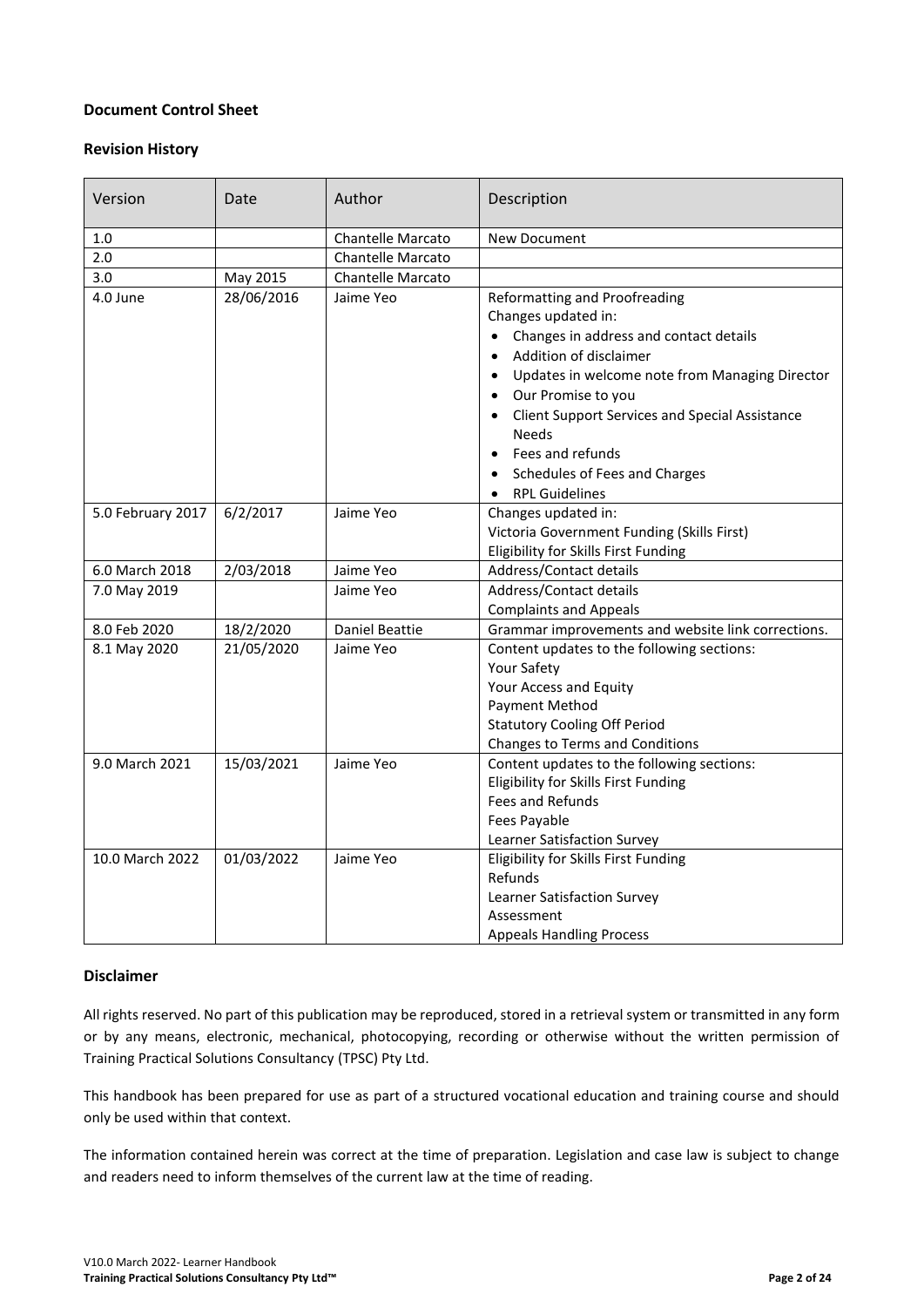**Document Control Sheet**

**Revision History**

| Version | Date | Author | Description |
|---|---|---|---|
| 1.0 | | Chantelle Marcato | New Document |
| 2.0 | | Chantelle Marcato | |
| 3.0 | May 2015 | Chantelle Marcato | |
| 4.0 June | 28/06/2016 | Jaime Yeo | Reformatting and Proofreading<br>Changes updated in:<br>• Changes in address and contact details<br>• Addition of disclaimer<br>• Updates in welcome note from Managing Director<br>• Our Promise to you<br>• Client Support Services and Special Assistance Needs<br>• Fees and refunds<br>• Schedules of Fees and Charges<br>• RPL Guidelines |
| 5.0 February 2017 | 6/2/2017 | Jaime Yeo | Changes updated in:<br>Victoria Government Funding (Skills First)<br>Eligibility for Skills First Funding |
| 6.0 March 2018 | 2/03/2018 | Jaime Yeo | Address/Contact details |
| 7.0 May 2019 | | Jaime Yeo | Address/Contact details<br>Complaints and Appeals |
| 8.0 Feb 2020 | 18/2/2020 | Daniel Beattie | Grammar improvements and website link corrections. |
| 8.1 May 2020 | 21/05/2020 | Jaime Yeo | Content updates to the following sections:<br>Your Safety<br>Your Access and Equity<br>Payment Method<br>Statutory Cooling Off Period<br>Changes to Terms and Conditions |
| 9.0 March 2021 | 15/03/2021 | Jaime Yeo | Content updates to the following sections:<br>Eligibility for Skills First Funding<br>Fees and Refunds<br>Fees Payable<br>Learner Satisfaction Survey |
| 10.0 March 2022 | 01/03/2022 | Jaime Yeo | Eligibility for Skills First Funding<br>Refunds<br>Learner Satisfaction Survey<br>Assessment<br>Appeals Handling Process |

**Disclaimer**

All rights reserved. No part of this publication may be reproduced, stored in a retrieval system or transmitted in any form or by any means, electronic, mechanical, photocopying, recording or otherwise without the written permission of Training Practical Solutions Consultancy (TPSC) Pty Ltd.

This handbook has been prepared for use as part of a structured vocational education and training course and should only be used within that context.

The information contained herein was correct at the time of preparation. Legislation and case law is subject to change and readers need to inform themselves of the current law at the time of reading.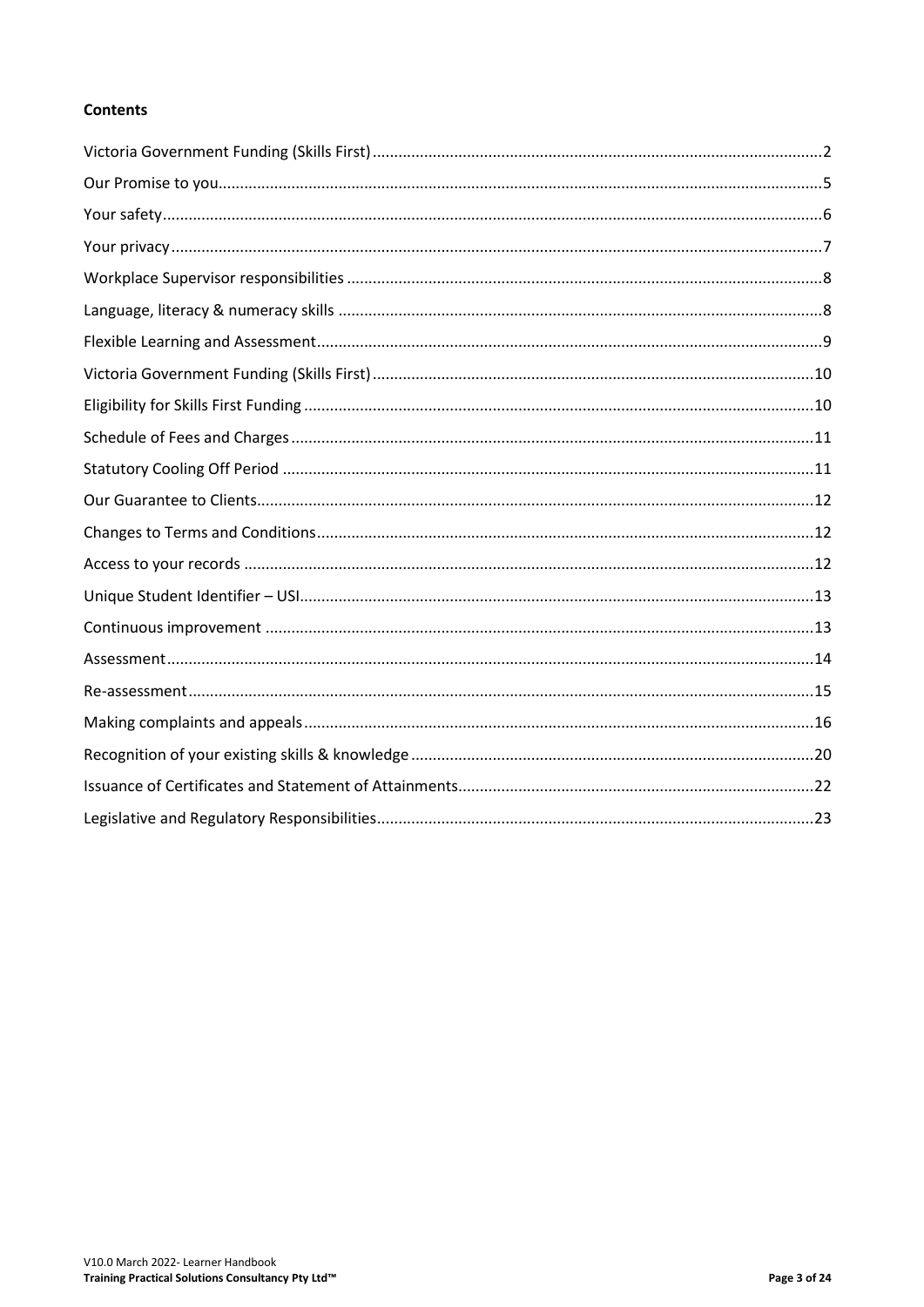**Contents**

Victoria Government Funding (Skills First) ........................................ 2
Our Promise to you ........................................ 5
Your safety ........................................ 6
Your privacy ........................................ 7
Workplace Supervisor responsibilities ........................................ 8
Language, literacy & numeracy skills ........................................ 8
Flexible Learning and Assessment ........................................ 9
Victoria Government Funding (Skills First) ........................................ 10
Eligibility for Skills First Funding ........................................ 10
Schedule of Fees and Charges ........................................ 11
Statutory Cooling Off Period ........................................ 11
Our Guarantee to Clients ........................................ 12
Changes to Terms and Conditions ........................................ 12
Access to your records ........................................ 12
Unique Student Identifier – USI ........................................ 13
Continuous improvement ........................................ 13
Assessment ........................................ 14
Re-assessment ........................................ 15
Making complaints and appeals ........................................ 16
Recognition of your existing skills & knowledge ........................................ 20
Issuance of Certificates and Statement of Attainments ........................................ 22
Legislative and Regulatory Responsibilities ........................................ 23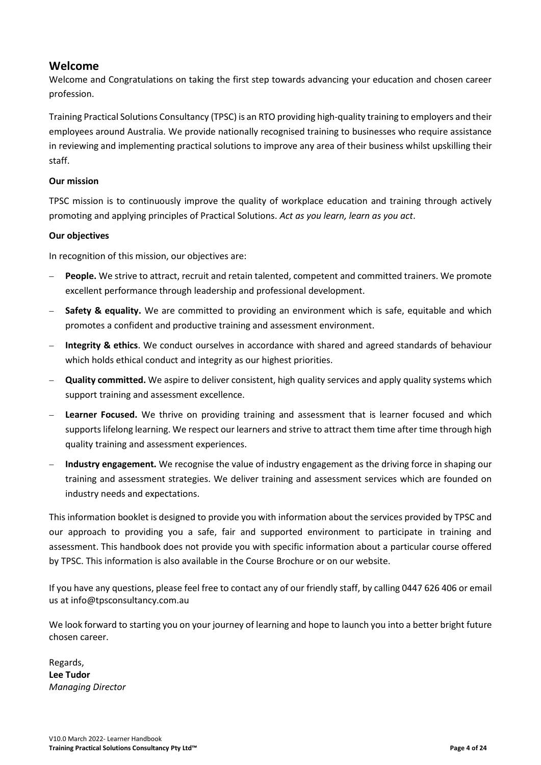## Welcome

Welcome and Congratulations on taking the first step towards advancing your education and chosen career profession.

Training Practical Solutions Consultancy (TPSC) is an RTO providing high-quality training to employers and their employees around Australia. We provide nationally recognised training to businesses who require assistance in reviewing and implementing practical solutions to improve any area of their business whilst upskilling their staff.

**Our mission**

TPSC mission is to continuously improve the quality of workplace education and training through actively promoting and applying principles of Practical Solutions. *Act as you learn, learn as you act*.

**Our objectives**

In recognition of this mission, our objectives are:

- **People.** We strive to attract, recruit and retain talented, competent and committed trainers. We promote excellent performance through leadership and professional development.
- **Safety & equality.** We are committed to providing an environment which is safe, equitable and which promotes a confident and productive training and assessment environment.
- **Integrity & ethics**. We conduct ourselves in accordance with shared and agreed standards of behaviour which holds ethical conduct and integrity as our highest priorities.
- **Quality committed.** We aspire to deliver consistent, high quality services and apply quality systems which support training and assessment excellence.
- **Learner Focused.** We thrive on providing training and assessment that is learner focused and which supports lifelong learning. We respect our learners and strive to attract them time after time through high quality training and assessment experiences.
- **Industry engagement.** We recognise the value of industry engagement as the driving force in shaping our training and assessment strategies. We deliver training and assessment services which are founded on industry needs and expectations.

This information booklet is designed to provide you with information about the services provided by TPSC and our approach to providing you a safe, fair and supported environment to participate in training and assessment. This handbook does not provide you with specific information about a particular course offered by TPSC. This information is also available in the Course Brochure or on our website.

If you have any questions, please feel free to contact any of our friendly staff, by calling 0447 626 406 or email us at info@tpsconsultancy.com.au

We look forward to starting you on your journey of learning and hope to launch you into a better bright future chosen career.

Regards,
**Lee Tudor**
*Managing Director*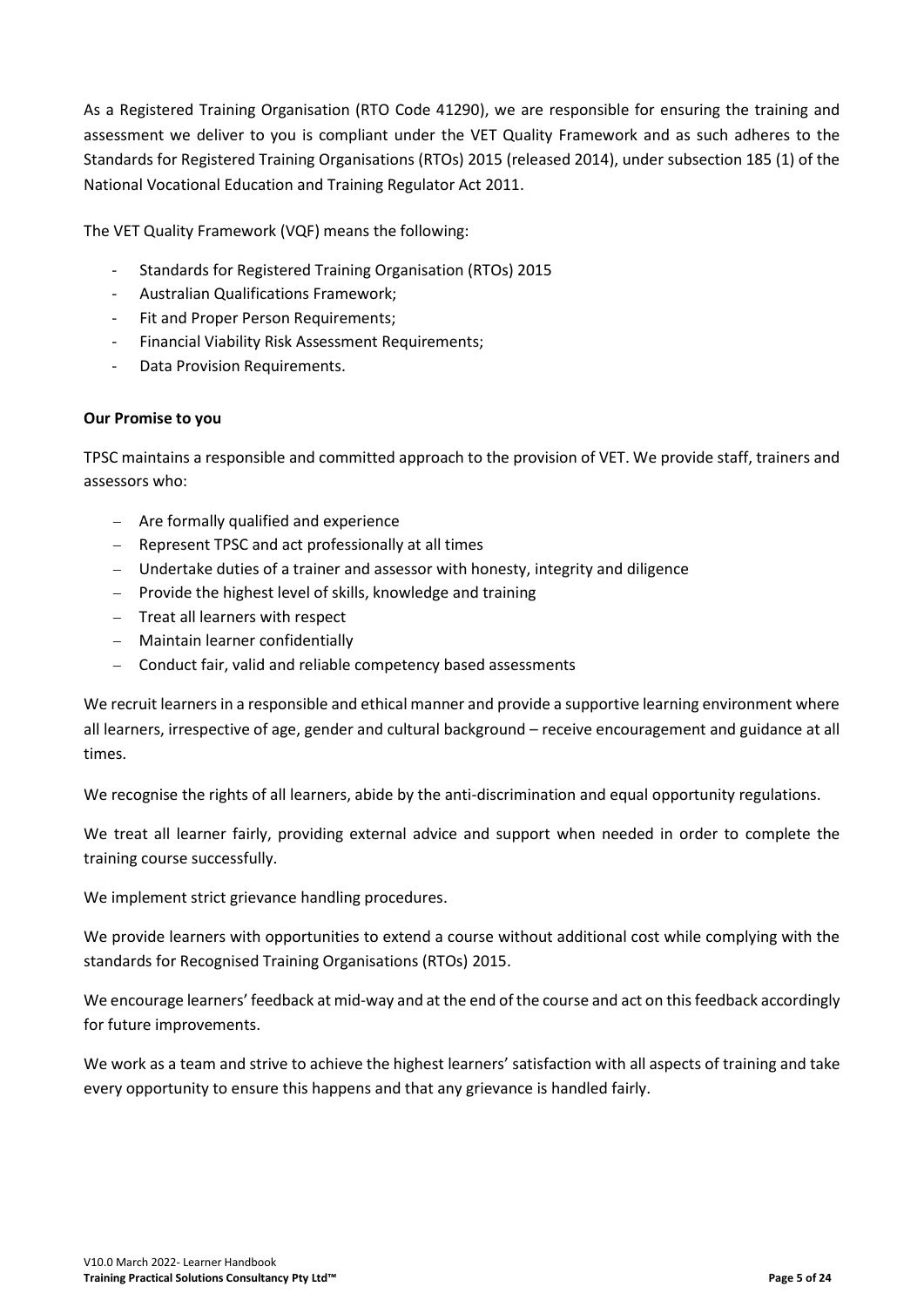As a Registered Training Organisation (RTO Code 41290), we are responsible for ensuring the training and assessment we deliver to you is compliant under the VET Quality Framework and as such adheres to the Standards for Registered Training Organisations (RTOs) 2015 (released 2014), under subsection 185 (1) of the National Vocational Education and Training Regulator Act 2011.

The VET Quality Framework (VQF) means the following:

- Standards for Registered Training Organisation (RTOs) 2015
- Australian Qualifications Framework;
- Fit and Proper Person Requirements;
- Financial Viability Risk Assessment Requirements;
- Data Provision Requirements.

**Our Promise to you**

TPSC maintains a responsible and committed approach to the provision of VET. We provide staff, trainers and assessors who:

- Are formally qualified and experience
- Represent TPSC and act professionally at all times
- Undertake duties of a trainer and assessor with honesty, integrity and diligence
- Provide the highest level of skills, knowledge and training
- Treat all learners with respect
- Maintain learner confidentially
- Conduct fair, valid and reliable competency based assessments

We recruit learners in a responsible and ethical manner and provide a supportive learning environment where all learners, irrespective of age, gender and cultural background – receive encouragement and guidance at all times.

We recognise the rights of all learners, abide by the anti-discrimination and equal opportunity regulations.

We treat all learner fairly, providing external advice and support when needed in order to complete the training course successfully.

We implement strict grievance handling procedures.

We provide learners with opportunities to extend a course without additional cost while complying with the standards for Recognised Training Organisations (RTOs) 2015.

We encourage learners' feedback at mid-way and at the end of the course and act on this feedback accordingly for future improvements.

We work as a team and strive to achieve the highest learners' satisfaction with all aspects of training and take every opportunity to ensure this happens and that any grievance is handled fairly.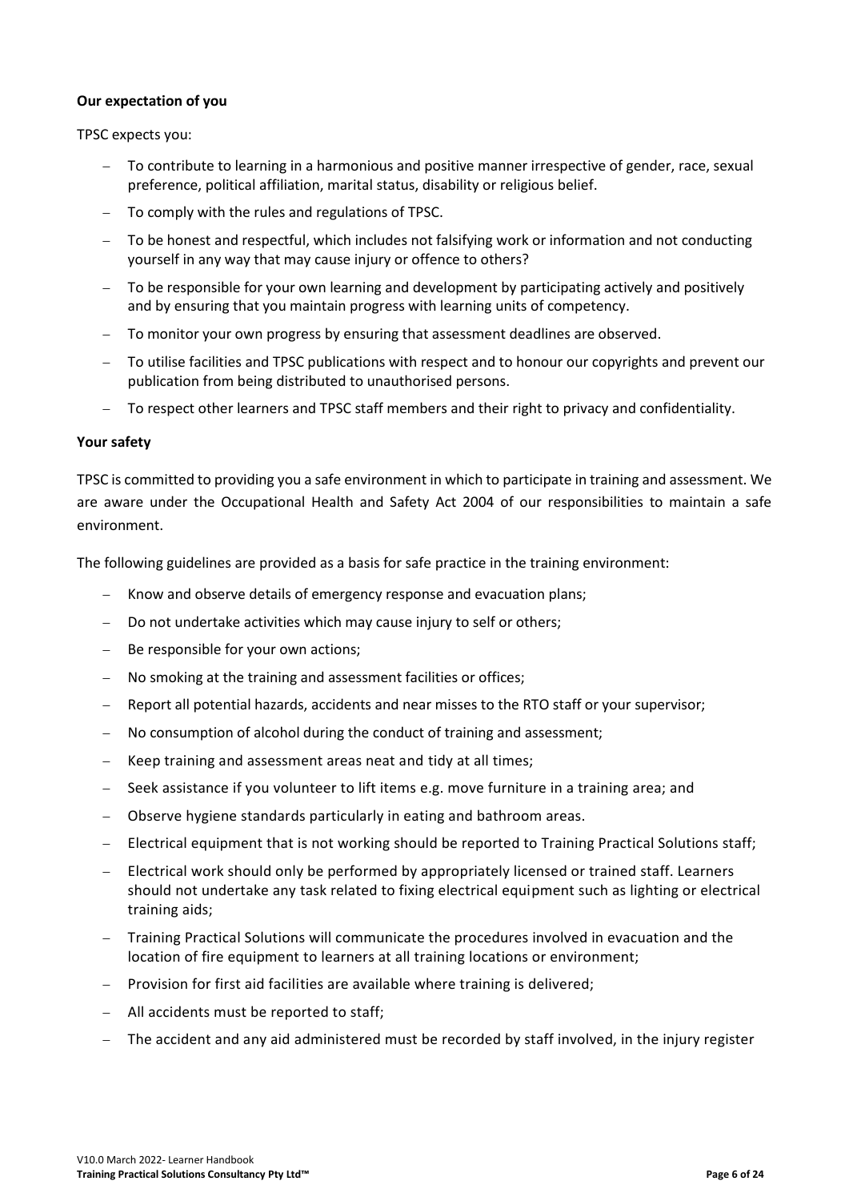**Our expectation of you**

TPSC expects you:

- To contribute to learning in a harmonious and positive manner irrespective of gender, race, sexual preference, political affiliation, marital status, disability or religious belief.
- To comply with the rules and regulations of TPSC.
- To be honest and respectful, which includes not falsifying work or information and not conducting yourself in any way that may cause injury or offence to others?
- To be responsible for your own learning and development by participating actively and positively and by ensuring that you maintain progress with learning units of competency.
- To monitor your own progress by ensuring that assessment deadlines are observed.
- To utilise facilities and TPSC publications with respect and to honour our copyrights and prevent our publication from being distributed to unauthorised persons.
- To respect other learners and TPSC staff members and their right to privacy and confidentiality.

**Your safety**

TPSC is committed to providing you a safe environment in which to participate in training and assessment. We are aware under the Occupational Health and Safety Act 2004 of our responsibilities to maintain a safe environment.

The following guidelines are provided as a basis for safe practice in the training environment:

- Know and observe details of emergency response and evacuation plans;
- Do not undertake activities which may cause injury to self or others;
- Be responsible for your own actions;
- No smoking at the training and assessment facilities or offices;
- Report all potential hazards, accidents and near misses to the RTO staff or your supervisor;
- No consumption of alcohol during the conduct of training and assessment;
- Keep training and assessment areas neat and tidy at all times;
- Seek assistance if you volunteer to lift items e.g. move furniture in a training area; and
- Observe hygiene standards particularly in eating and bathroom areas.
- Electrical equipment that is not working should be reported to Training Practical Solutions staff;
- Electrical work should only be performed by appropriately licensed or trained staff. Learners should not undertake any task related to fixing electrical equipment such as lighting or electrical training aids;
- Training Practical Solutions will communicate the procedures involved in evacuation and the location of fire equipment to learners at all training locations or environment;
- Provision for first aid facilities are available where training is delivered;
- All accidents must be reported to staff;
- The accident and any aid administered must be recorded by staff involved, in the injury register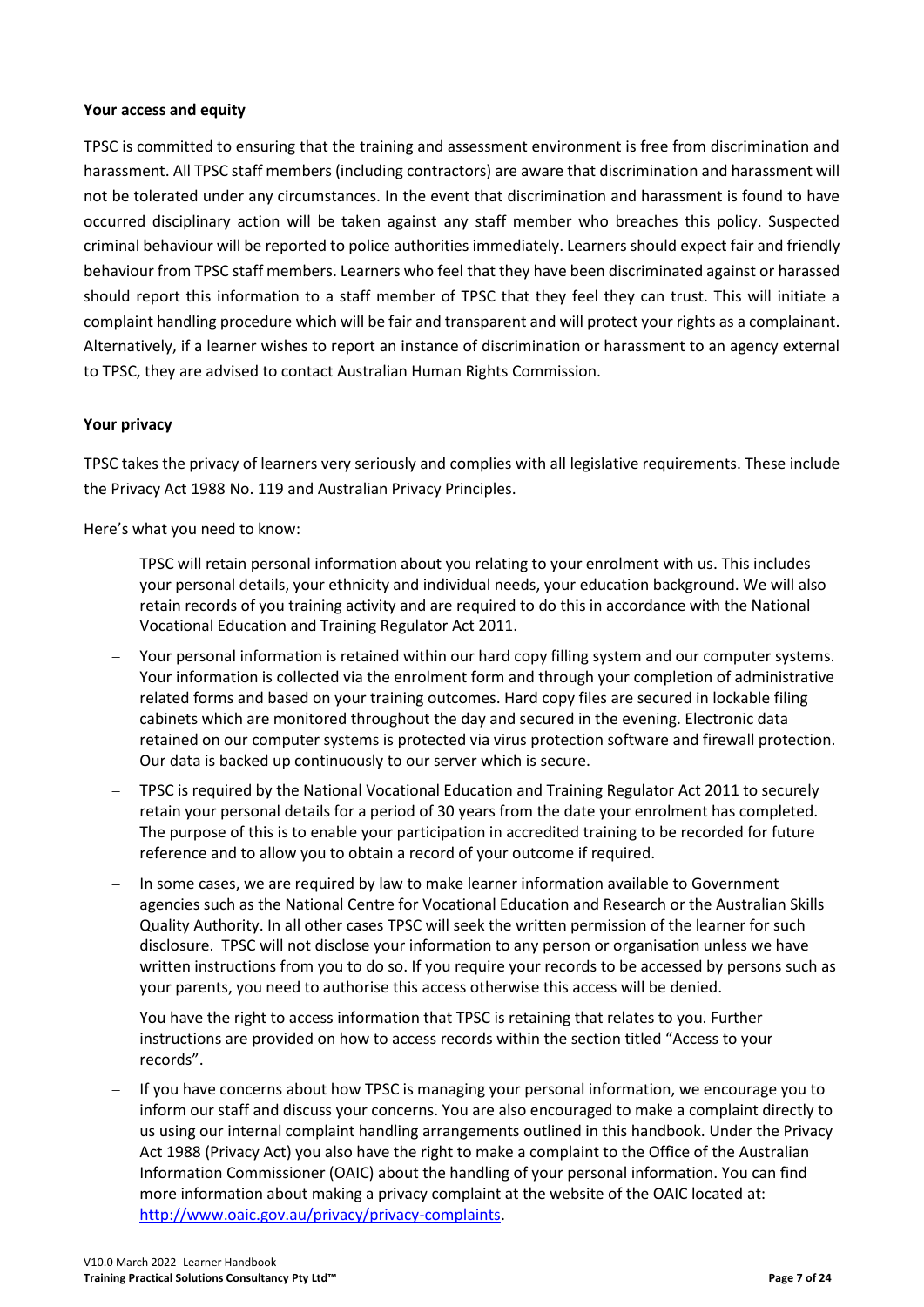**Your access and equity**

TPSC is committed to ensuring that the training and assessment environment is free from discrimination and harassment. All TPSC staff members (including contractors) are aware that discrimination and harassment will not be tolerated under any circumstances. In the event that discrimination and harassment is found to have occurred disciplinary action will be taken against any staff member who breaches this policy. Suspected criminal behaviour will be reported to police authorities immediately. Learners should expect fair and friendly behaviour from TPSC staff members. Learners who feel that they have been discriminated against or harassed should report this information to a staff member of TPSC that they feel they can trust. This will initiate a complaint handling procedure which will be fair and transparent and will protect your rights as a complainant. Alternatively, if a learner wishes to report an instance of discrimination or harassment to an agency external to TPSC, they are advised to contact Australian Human Rights Commission.

**Your privacy**

TPSC takes the privacy of learners very seriously and complies with all legislative requirements. These include the Privacy Act 1988 No. 119 and Australian Privacy Principles.

Here's what you need to know:

- TPSC will retain personal information about you relating to your enrolment with us. This includes your personal details, your ethnicity and individual needs, your education background. We will also retain records of you training activity and are required to do this in accordance with the National Vocational Education and Training Regulator Act 2011.
- Your personal information is retained within our hard copy filling system and our computer systems. Your information is collected via the enrolment form and through your completion of administrative related forms and based on your training outcomes. Hard copy files are secured in lockable filing cabinets which are monitored throughout the day and secured in the evening. Electronic data retained on our computer systems is protected via virus protection software and firewall protection. Our data is backed up continuously to our server which is secure.
- TPSC is required by the National Vocational Education and Training Regulator Act 2011 to securely retain your personal details for a period of 30 years from the date your enrolment has completed. The purpose of this is to enable your participation in accredited training to be recorded for future reference and to allow you to obtain a record of your outcome if required.
- In some cases, we are required by law to make learner information available to Government agencies such as the National Centre for Vocational Education and Research or the Australian Skills Quality Authority. In all other cases TPSC will seek the written permission of the learner for such disclosure. TPSC will not disclose your information to any person or organisation unless we have written instructions from you to do so. If you require your records to be accessed by persons such as your parents, you need to authorise this access otherwise this access will be denied.
- You have the right to access information that TPSC is retaining that relates to you. Further instructions are provided on how to access records within the section titled "Access to your records".
- If you have concerns about how TPSC is managing your personal information, we encourage you to inform our staff and discuss your concerns. You are also encouraged to make a complaint directly to us using our internal complaint handling arrangements outlined in this handbook. Under the Privacy Act 1988 (Privacy Act) you also have the right to make a complaint to the Office of the Australian Information Commissioner (OAIC) about the handling of your personal information. You can find more information about making a privacy complaint at the website of the OAIC located at: [http://www.oaic.gov.au/privacy/privacy-complaints](http://www.oaic.gov.au/privacy/privacy-complaints).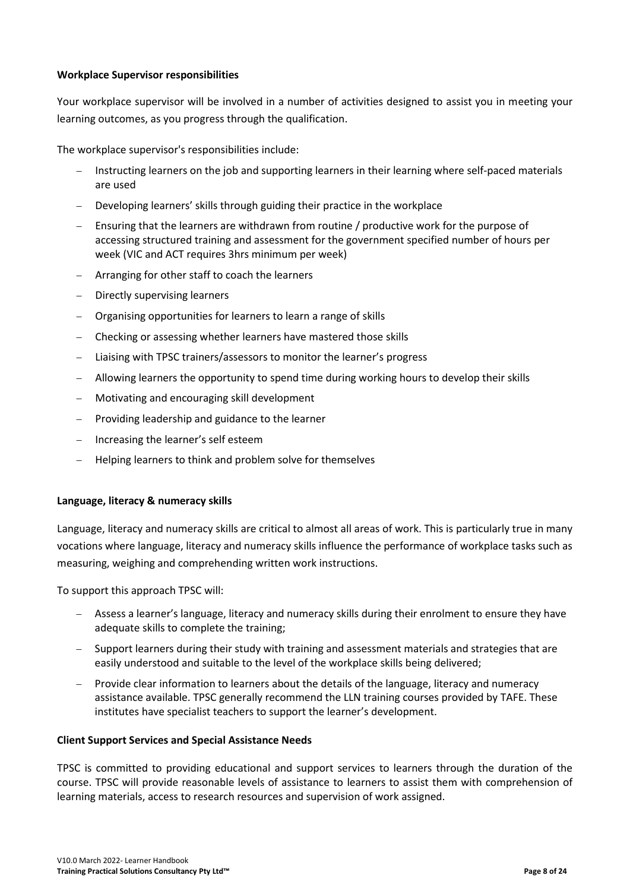**Workplace Supervisor responsibilities**

Your workplace supervisor will be involved in a number of activities designed to assist you in meeting your learning outcomes, as you progress through the qualification.

The workplace supervisor's responsibilities include:

- Instructing learners on the job and supporting learners in their learning where self-paced materials are used
- Developing learners' skills through guiding their practice in the workplace
- Ensuring that the learners are withdrawn from routine / productive work for the purpose of accessing structured training and assessment for the government specified number of hours per week (VIC and ACT requires 3hrs minimum per week)
- Arranging for other staff to coach the learners
- Directly supervising learners
- Organising opportunities for learners to learn a range of skills
- Checking or assessing whether learners have mastered those skills
- Liaising with TPSC trainers/assessors to monitor the learner's progress
- Allowing learners the opportunity to spend time during working hours to develop their skills
- Motivating and encouraging skill development
- Providing leadership and guidance to the learner
- Increasing the learner's self esteem
- Helping learners to think and problem solve for themselves

**Language, literacy & numeracy skills**

Language, literacy and numeracy skills are critical to almost all areas of work. This is particularly true in many vocations where language, literacy and numeracy skills influence the performance of workplace tasks such as measuring, weighing and comprehending written work instructions.

To support this approach TPSC will:

- Assess a learner's language, literacy and numeracy skills during their enrolment to ensure they have adequate skills to complete the training;
- Support learners during their study with training and assessment materials and strategies that are easily understood and suitable to the level of the workplace skills being delivered;
- Provide clear information to learners about the details of the language, literacy and numeracy assistance available. TPSC generally recommend the LLN training courses provided by TAFE. These institutes have specialist teachers to support the learner's development.

**Client Support Services and Special Assistance Needs**

TPSC is committed to providing educational and support services to learners through the duration of the course. TPSC will provide reasonable levels of assistance to learners to assist them with comprehension of learning materials, access to research resources and supervision of work assigned.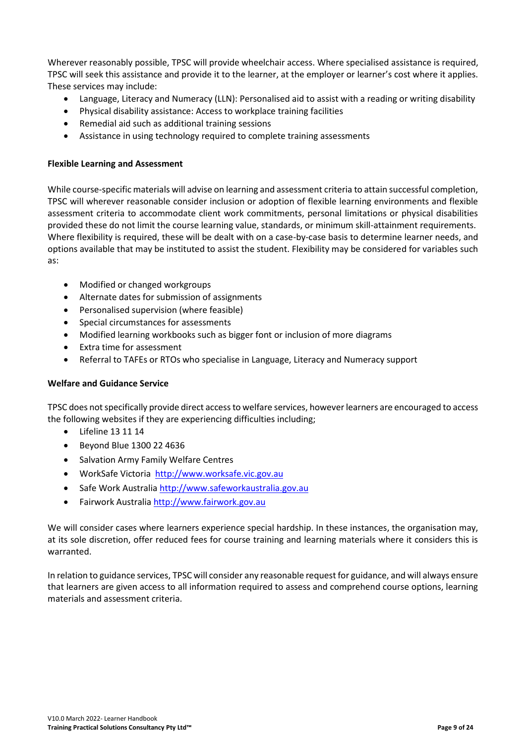Wherever reasonably possible, TPSC will provide wheelchair access. Where specialised assistance is required, TPSC will seek this assistance and provide it to the learner, at the employer or learner's cost where it applies. These services may include:

- Language, Literacy and Numeracy (LLN): Personalised aid to assist with a reading or writing disability
- Physical disability assistance: Access to workplace training facilities
- Remedial aid such as additional training sessions
- Assistance in using technology required to complete training assessments

**Flexible Learning and Assessment**

While course-specific materials will advise on learning and assessment criteria to attain successful completion, TPSC will wherever reasonable consider inclusion or adoption of flexible learning environments and flexible assessment criteria to accommodate client work commitments, personal limitations or physical disabilities provided these do not limit the course learning value, standards, or minimum skill-attainment requirements. Where flexibility is required, these will be dealt with on a case-by-case basis to determine learner needs, and options available that may be instituted to assist the student. Flexibility may be considered for variables such as:

- Modified or changed workgroups
- Alternate dates for submission of assignments
- Personalised supervision (where feasible)
- Special circumstances for assessments
- Modified learning workbooks such as bigger font or inclusion of more diagrams
- Extra time for assessment
- Referral to TAFEs or RTOs who specialise in Language, Literacy and Numeracy support

**Welfare and Guidance Service**

TPSC does not specifically provide direct access to welfare services, however learners are encouraged to access the following websites if they are experiencing difficulties including;

- Lifeline 13 11 14
- Beyond Blue 1300 22 4636
- Salvation Army Family Welfare Centres
- WorkSafe Victoria http://www.worksafe.vic.gov.au
- Safe Work Australia http://www.safeworkaustralia.gov.au
- Fairwork Australia http://www.fairwork.gov.au

We will consider cases where learners experience special hardship. In these instances, the organisation may, at its sole discretion, offer reduced fees for course training and learning materials where it considers this is warranted.

In relation to guidance services, TPSC will consider any reasonable request for guidance, and will always ensure that learners are given access to all information required to assess and comprehend course options, learning materials and assessment criteria.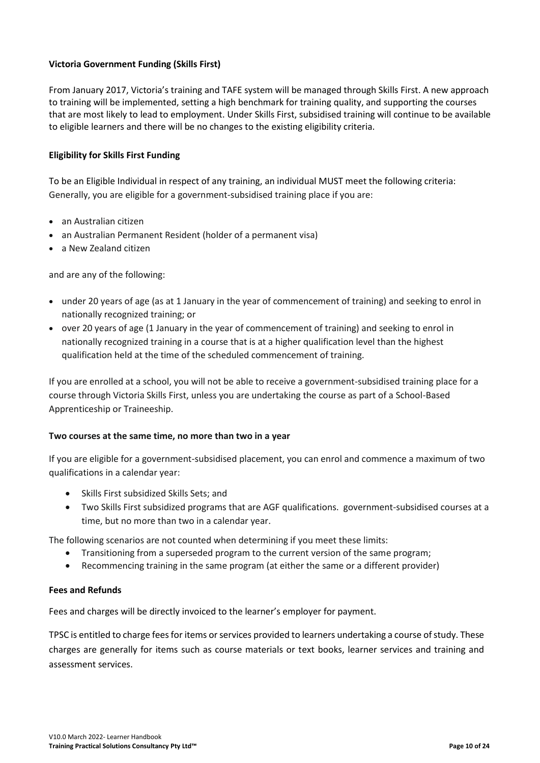**Victoria Government Funding (Skills First)**

From January 2017, Victoria's training and TAFE system will be managed through Skills First. A new approach to training will be implemented, setting a high benchmark for training quality, and supporting the courses that are most likely to lead to employment. Under Skills First, subsidised training will continue to be available to eligible learners and there will be no changes to the existing eligibility criteria.

**Eligibility for Skills First Funding**

To be an Eligible Individual in respect of any training, an individual MUST meet the following criteria: Generally, you are eligible for a government-subsidised training place if you are:

- an Australian citizen
- an Australian Permanent Resident (holder of a permanent visa)
- a New Zealand citizen

and are any of the following:

- under 20 years of age (as at 1 January in the year of commencement of training) and seeking to enrol in nationally recognized training; or
- over 20 years of age (1 January in the year of commencement of training) and seeking to enrol in nationally recognized training in a course that is at a higher qualification level than the highest qualification held at the time of the scheduled commencement of training.

If you are enrolled at a school, you will not be able to receive a government-subsidised training place for a course through Victoria Skills First, unless you are undertaking the course as part of a School-Based Apprenticeship or Traineeship.

**Two courses at the same time, no more than two in a year**

If you are eligible for a government-subsidised placement, you can enrol and commence a maximum of two qualifications in a calendar year:

- Skills First subsidized Skills Sets; and
- Two Skills First subsidized programs that are AGF qualifications. government-subsidised courses at a time, but no more than two in a calendar year.

The following scenarios are not counted when determining if you meet these limits:

- Transitioning from a superseded program to the current version of the same program;
- Recommencing training in the same program (at either the same or a different provider)

**Fees and Refunds**

Fees and charges will be directly invoiced to the learner's employer for payment.

TPSC is entitled to charge fees for items or services provided to learners undertaking a course of study. These charges are generally for items such as course materials or text books, learner services and training and assessment services.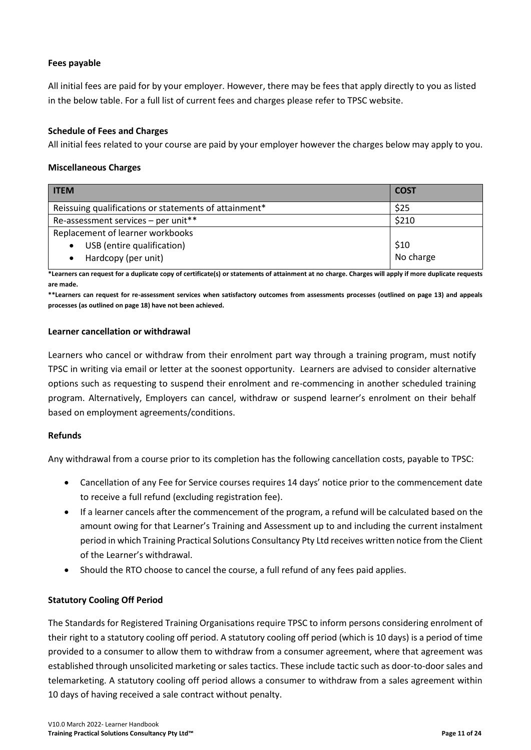**Fees payable**

All initial fees are paid for by your employer. However, there may be fees that apply directly to you as listed in the below table. For a full list of current fees and charges please refer to TPSC website.

**Schedule of Fees and Charges**

All initial fees related to your course are paid by your employer however the charges below may apply to you.

**Miscellaneous Charges**

| ITEM | COST |
|---|---|
| Reissuing qualifications or statements of attainment* | $25 |
| Re-assessment services – per unit** | $210 |
| Replacement of learner workbooks<br>• USB (entire qualification)<br>• Hardcopy (per unit) | <br>$10<br>No charge |

**\*Learners can request for a duplicate copy of certificate(s) or statements of attainment at no charge. Charges will apply if more duplicate requests are made.**

**\*\*Learners can request for re-assessment services when satisfactory outcomes from assessments processes (outlined on page 13) and appeals processes (as outlined on page 18) have not been achieved.**

**Learner cancellation or withdrawal**

Learners who cancel or withdraw from their enrolment part way through a training program, must notify TPSC in writing via email or letter at the soonest opportunity. Learners are advised to consider alternative options such as requesting to suspend their enrolment and re-commencing in another scheduled training program. Alternatively, Employers can cancel, withdraw or suspend learner's enrolment on their behalf based on employment agreements/conditions.

**Refunds**

Any withdrawal from a course prior to its completion has the following cancellation costs, payable to TPSC:

- Cancellation of any Fee for Service courses requires 14 days' notice prior to the commencement date to receive a full refund (excluding registration fee).
- If a learner cancels after the commencement of the program, a refund will be calculated based on the amount owing for that Learner's Training and Assessment up to and including the current instalment period in which Training Practical Solutions Consultancy Pty Ltd receives written notice from the Client of the Learner's withdrawal.
- Should the RTO choose to cancel the course, a full refund of any fees paid applies.

**Statutory Cooling Off Period**

The Standards for Registered Training Organisations require TPSC to inform persons considering enrolment of their right to a statutory cooling off period. A statutory cooling off period (which is 10 days) is a period of time provided to a consumer to allow them to withdraw from a consumer agreement, where that agreement was established through unsolicited marketing or sales tactics. These include tactic such as door-to-door sales and telemarketing. A statutory cooling off period allows a consumer to withdraw from a sales agreement within 10 days of having received a sale contract without penalty.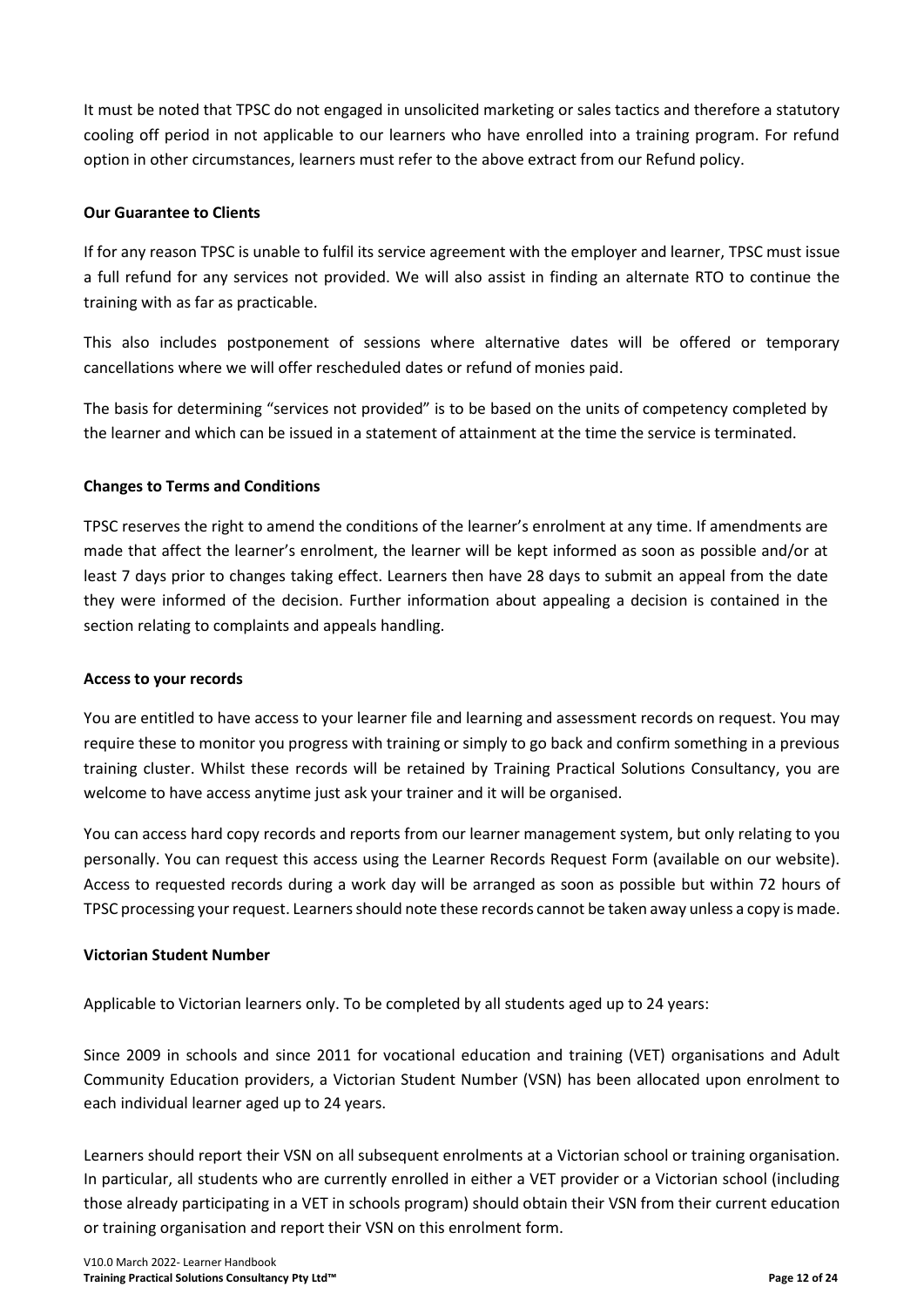It must be noted that TPSC do not engaged in unsolicited marketing or sales tactics and therefore a statutory cooling off period in not applicable to our learners who have enrolled into a training program. For refund option in other circumstances, learners must refer to the above extract from our Refund policy.

**Our Guarantee to Clients**

If for any reason TPSC is unable to fulfil its service agreement with the employer and learner, TPSC must issue a full refund for any services not provided. We will also assist in finding an alternate RTO to continue the training with as far as practicable.

This also includes postponement of sessions where alternative dates will be offered or temporary cancellations where we will offer rescheduled dates or refund of monies paid.

The basis for determining "services not provided" is to be based on the units of competency completed by the learner and which can be issued in a statement of attainment at the time the service is terminated.

**Changes to Terms and Conditions**

TPSC reserves the right to amend the conditions of the learner's enrolment at any time. If amendments are made that affect the learner's enrolment, the learner will be kept informed as soon as possible and/or at least 7 days prior to changes taking effect. Learners then have 28 days to submit an appeal from the date they were informed of the decision. Further information about appealing a decision is contained in the section relating to complaints and appeals handling.

**Access to your records**

You are entitled to have access to your learner file and learning and assessment records on request. You may require these to monitor you progress with training or simply to go back and confirm something in a previous training cluster. Whilst these records will be retained by Training Practical Solutions Consultancy, you are welcome to have access anytime just ask your trainer and it will be organised.

You can access hard copy records and reports from our learner management system, but only relating to you personally. You can request this access using the Learner Records Request Form (available on our website). Access to requested records during a work day will be arranged as soon as possible but within 72 hours of TPSC processing your request. Learners should note these records cannot be taken away unless a copy is made.

**Victorian Student Number**

Applicable to Victorian learners only. To be completed by all students aged up to 24 years:

Since 2009 in schools and since 2011 for vocational education and training (VET) organisations and Adult Community Education providers, a Victorian Student Number (VSN) has been allocated upon enrolment to each individual learner aged up to 24 years.

Learners should report their VSN on all subsequent enrolments at a Victorian school or training organisation. In particular, all students who are currently enrolled in either a VET provider or a Victorian school (including those already participating in a VET in schools program) should obtain their VSN from their current education or training organisation and report their VSN on this enrolment form.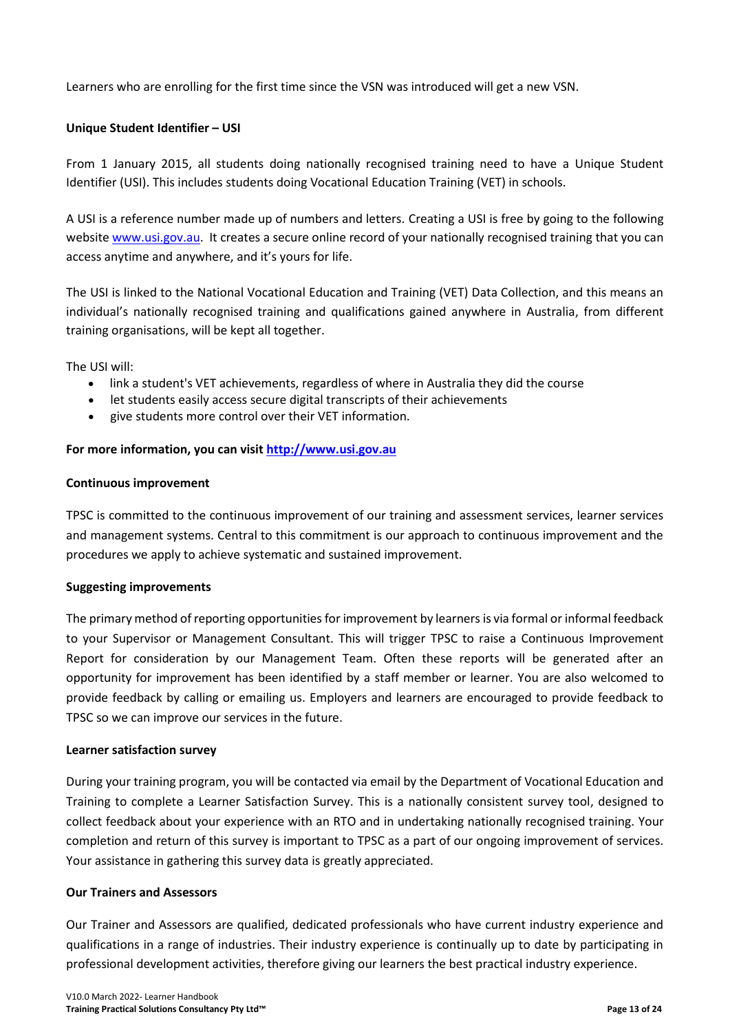Learners who are enrolling for the first time since the VSN was introduced will get a new VSN.

**Unique Student Identifier – USI**

From 1 January 2015, all students doing nationally recognised training need to have a Unique Student Identifier (USI). This includes students doing Vocational Education Training (VET) in schools.

A USI is a reference number made up of numbers and letters. Creating a USI is free by going to the following website [www.usi.gov.au](www.usi.gov.au). It creates a secure online record of your nationally recognised training that you can access anytime and anywhere, and it's yours for life.

The USI is linked to the National Vocational Education and Training (VET) Data Collection, and this means an individual's nationally recognised training and qualifications gained anywhere in Australia, from different training organisations, will be kept all together.

The USI will:

- link a student's VET achievements, regardless of where in Australia they did the course
- let students easily access secure digital transcripts of their achievements
- give students more control over their VET information.

**For more information, you can visit [http://www.usi.gov.au](http://www.usi.gov.au)**

**Continuous improvement**

TPSC is committed to the continuous improvement of our training and assessment services, learner services and management systems. Central to this commitment is our approach to continuous improvement and the procedures we apply to achieve systematic and sustained improvement.

**Suggesting improvements**

The primary method of reporting opportunities for improvement by learners is via formal or informal feedback to your Supervisor or Management Consultant. This will trigger TPSC to raise a Continuous Improvement Report for consideration by our Management Team. Often these reports will be generated after an opportunity for improvement has been identified by a staff member or learner. You are also welcomed to provide feedback by calling or emailing us. Employers and learners are encouraged to provide feedback to TPSC so we can improve our services in the future.

**Learner satisfaction survey**

During your training program, you will be contacted via email by the Department of Vocational Education and Training to complete a Learner Satisfaction Survey. This is a nationally consistent survey tool, designed to collect feedback about your experience with an RTO and in undertaking nationally recognised training. Your completion and return of this survey is important to TPSC as a part of our ongoing improvement of services. Your assistance in gathering this survey data is greatly appreciated.

**Our Trainers and Assessors**

Our Trainer and Assessors are qualified, dedicated professionals who have current industry experience and qualifications in a range of industries. Their industry experience is continually up to date by participating in professional development activities, therefore giving our learners the best practical industry experience.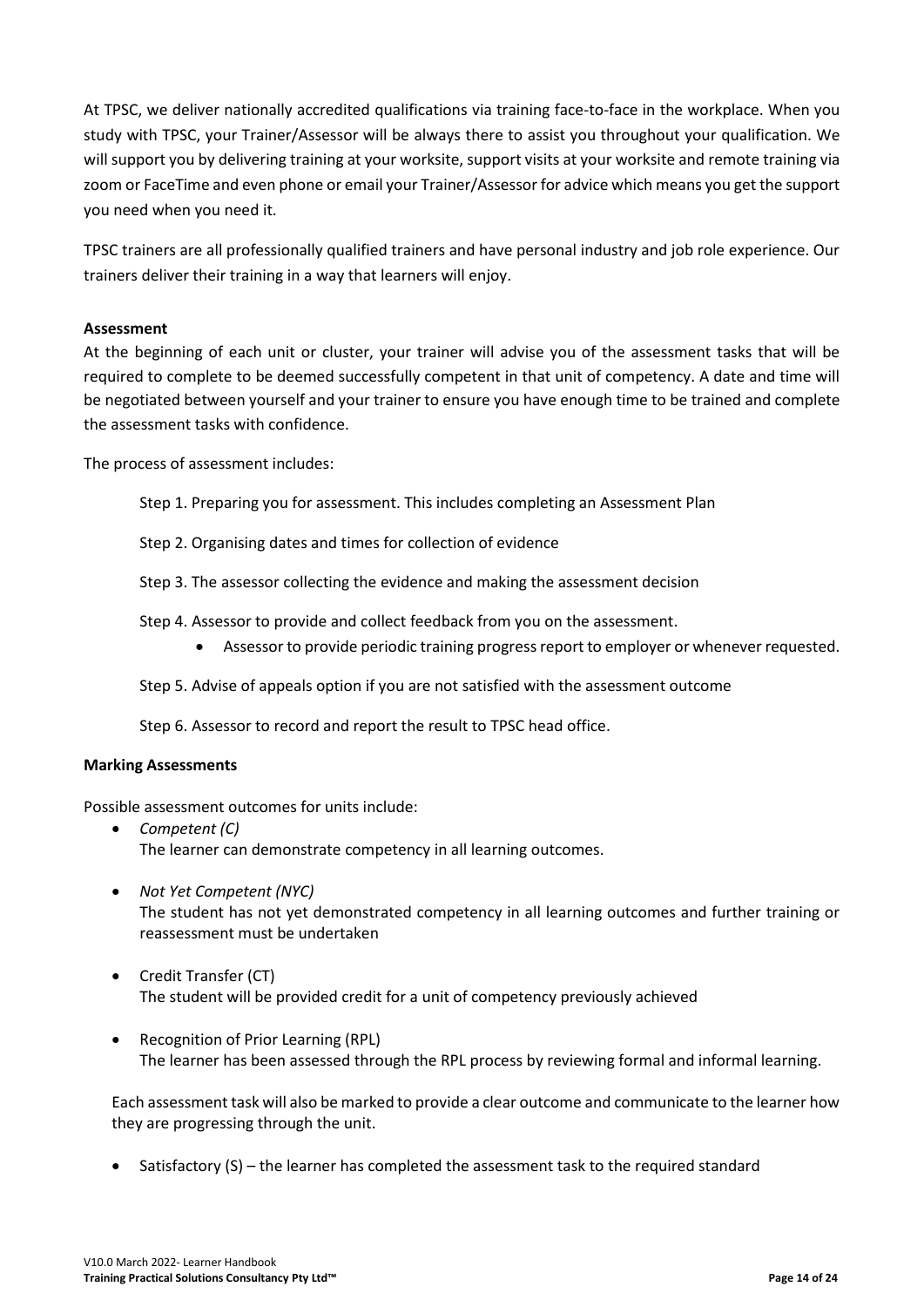At TPSC, we deliver nationally accredited qualifications via training face-to-face in the workplace. When you study with TPSC, your Trainer/Assessor will be always there to assist you throughout your qualification. We will support you by delivering training at your worksite, support visits at your worksite and remote training via zoom or FaceTime and even phone or email your Trainer/Assessor for advice which means you get the support you need when you need it.

TPSC trainers are all professionally qualified trainers and have personal industry and job role experience. Our trainers deliver their training in a way that learners will enjoy.

**Assessment**

At the beginning of each unit or cluster, your trainer will advise you of the assessment tasks that will be required to complete to be deemed successfully competent in that unit of competency. A date and time will be negotiated between yourself and your trainer to ensure you have enough time to be trained and complete the assessment tasks with confidence.

The process of assessment includes:

Step 1. Preparing you for assessment. This includes completing an Assessment Plan

Step 2. Organising dates and times for collection of evidence

Step 3. The assessor collecting the evidence and making the assessment decision

Step 4. Assessor to provide and collect feedback from you on the assessment.

- Assessor to provide periodic training progress report to employer or whenever requested.

Step 5. Advise of appeals option if you are not satisfied with the assessment outcome

Step 6. Assessor to record and report the result to TPSC head office.

**Marking Assessments**

Possible assessment outcomes for units include:

- *Competent (C)*
  The learner can demonstrate competency in all learning outcomes.
- *Not Yet Competent (NYC)*
  The student has not yet demonstrated competency in all learning outcomes and further training or reassessment must be undertaken
- Credit Transfer (CT)
  The student will be provided credit for a unit of competency previously achieved
- Recognition of Prior Learning (RPL)
  The learner has been assessed through the RPL process by reviewing formal and informal learning.

Each assessment task will also be marked to provide a clear outcome and communicate to the learner how they are progressing through the unit.

- Satisfactory (S) – the learner has completed the assessment task to the required standard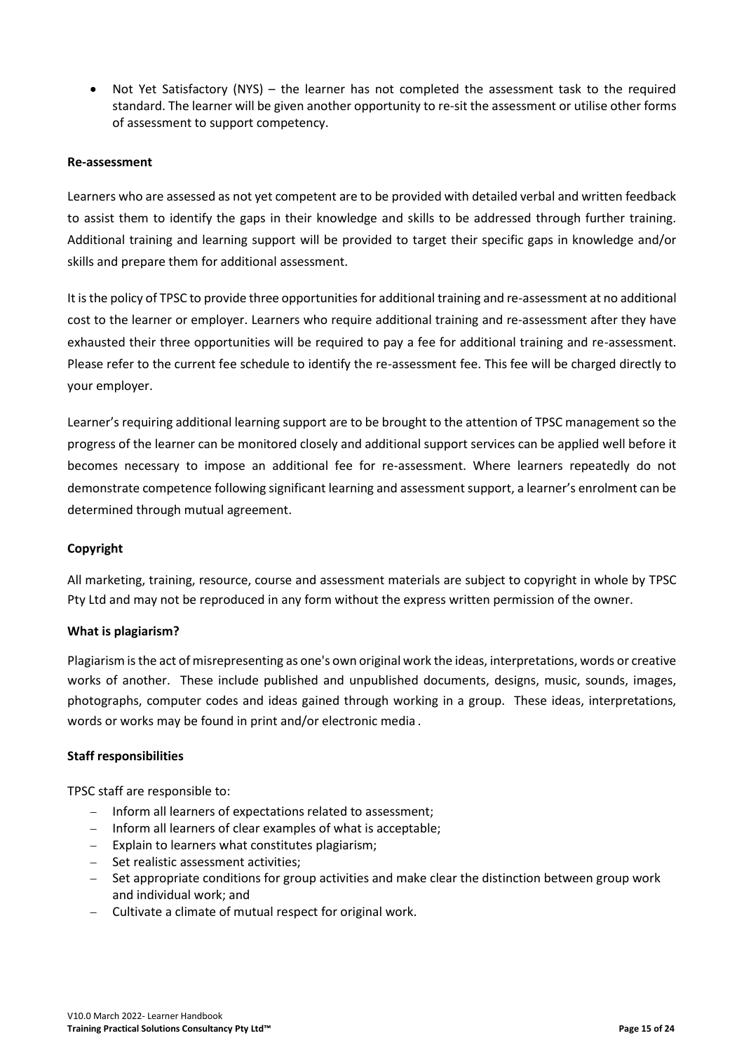- Not Yet Satisfactory (NYS) – the learner has not completed the assessment task to the required standard. The learner will be given another opportunity to re-sit the assessment or utilise other forms of assessment to support competency.

**Re-assessment**

Learners who are assessed as not yet competent are to be provided with detailed verbal and written feedback to assist them to identify the gaps in their knowledge and skills to be addressed through further training. Additional training and learning support will be provided to target their specific gaps in knowledge and/or skills and prepare them for additional assessment.

It is the policy of TPSC to provide three opportunities for additional training and re-assessment at no additional cost to the learner or employer. Learners who require additional training and re-assessment after they have exhausted their three opportunities will be required to pay a fee for additional training and re-assessment. Please refer to the current fee schedule to identify the re-assessment fee. This fee will be charged directly to your employer.

Learner's requiring additional learning support are to be brought to the attention of TPSC management so the progress of the learner can be monitored closely and additional support services can be applied well before it becomes necessary to impose an additional fee for re-assessment. Where learners repeatedly do not demonstrate competence following significant learning and assessment support, a learner's enrolment can be determined through mutual agreement.

**Copyright**

All marketing, training, resource, course and assessment materials are subject to copyright in whole by TPSC Pty Ltd and may not be reproduced in any form without the express written permission of the owner.

**What is plagiarism?**

Plagiarism is the act of misrepresenting as one's own original work the ideas, interpretations, words or creative works of another. These include published and unpublished documents, designs, music, sounds, images, photographs, computer codes and ideas gained through working in a group. These ideas, interpretations, words or works may be found in print and/or electronic media .

**Staff responsibilities**

TPSC staff are responsible to:

- Inform all learners of expectations related to assessment;
- Inform all learners of clear examples of what is acceptable;
- Explain to learners what constitutes plagiarism;
- Set realistic assessment activities;
- Set appropriate conditions for group activities and make clear the distinction between group work and individual work; and
- Cultivate a climate of mutual respect for original work.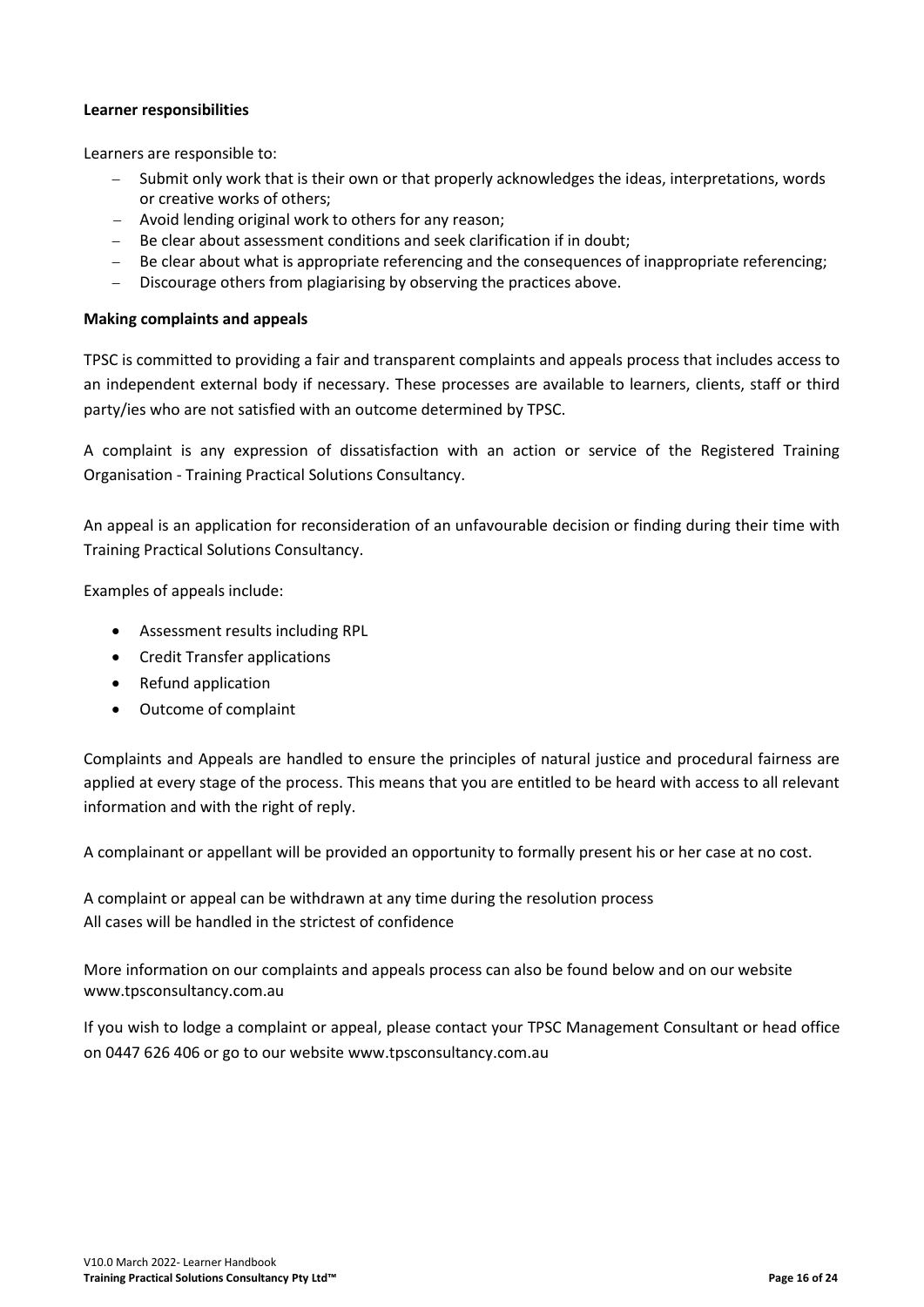**Learner responsibilities**

Learners are responsible to:

- Submit only work that is their own or that properly acknowledges the ideas, interpretations, words or creative works of others;
- Avoid lending original work to others for any reason;
- Be clear about assessment conditions and seek clarification if in doubt;
- Be clear about what is appropriate referencing and the consequences of inappropriate referencing;
- Discourage others from plagiarising by observing the practices above.

**Making complaints and appeals**

TPSC is committed to providing a fair and transparent complaints and appeals process that includes access to an independent external body if necessary. These processes are available to learners, clients, staff or third party/ies who are not satisfied with an outcome determined by TPSC.

A complaint is any expression of dissatisfaction with an action or service of the Registered Training Organisation - Training Practical Solutions Consultancy.

An appeal is an application for reconsideration of an unfavourable decision or finding during their time with Training Practical Solutions Consultancy.

Examples of appeals include:

- Assessment results including RPL
- Credit Transfer applications
- Refund application
- Outcome of complaint

Complaints and Appeals are handled to ensure the principles of natural justice and procedural fairness are applied at every stage of the process. This means that you are entitled to be heard with access to all relevant information and with the right of reply.

A complainant or appellant will be provided an opportunity to formally present his or her case at no cost.

A complaint or appeal can be withdrawn at any time during the resolution process
All cases will be handled in the strictest of confidence

More information on our complaints and appeals process can also be found below and on our website www.tpsconsultancy.com.au

If you wish to lodge a complaint or appeal, please contact your TPSC Management Consultant or head office on 0447 626 406 or go to our website www.tpsconsultancy.com.au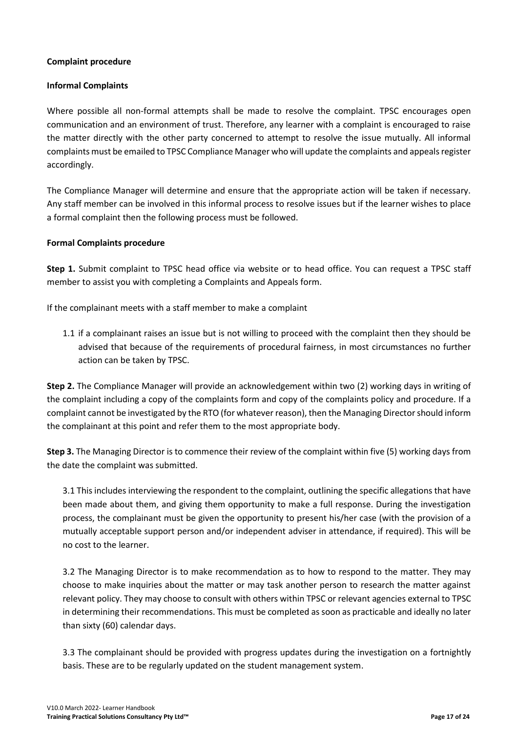**Complaint procedure**

**Informal Complaints**

Where possible all non-formal attempts shall be made to resolve the complaint. TPSC encourages open communication and an environment of trust. Therefore, any learner with a complaint is encouraged to raise the matter directly with the other party concerned to attempt to resolve the issue mutually. All informal complaints must be emailed to TPSC Compliance Manager who will update the complaints and appeals register accordingly.

The Compliance Manager will determine and ensure that the appropriate action will be taken if necessary. Any staff member can be involved in this informal process to resolve issues but if the learner wishes to place a formal complaint then the following process must be followed.

**Formal Complaints procedure**

**Step 1.** Submit complaint to TPSC head office via website or to head office. You can request a TPSC staff member to assist you with completing a Complaints and Appeals form.

If the complainant meets with a staff member to make a complaint

1.1 if a complainant raises an issue but is not willing to proceed with the complaint then they should be advised that because of the requirements of procedural fairness, in most circumstances no further action can be taken by TPSC.

**Step 2.** The Compliance Manager will provide an acknowledgement within two (2) working days in writing of the complaint including a copy of the complaints form and copy of the complaints policy and procedure. If a complaint cannot be investigated by the RTO (for whatever reason), then the Managing Director should inform the complainant at this point and refer them to the most appropriate body.

**Step 3.** The Managing Director is to commence their review of the complaint within five (5) working days from the date the complaint was submitted.

3.1 This includes interviewing the respondent to the complaint, outlining the specific allegations that have been made about them, and giving them opportunity to make a full response. During the investigation process, the complainant must be given the opportunity to present his/her case (with the provision of a mutually acceptable support person and/or independent adviser in attendance, if required). This will be no cost to the learner.

3.2 The Managing Director is to make recommendation as to how to respond to the matter. They may choose to make inquiries about the matter or may task another person to research the matter against relevant policy. They may choose to consult with others within TPSC or relevant agencies external to TPSC in determining their recommendations. This must be completed as soon as practicable and ideally no later than sixty (60) calendar days.

3.3 The complainant should be provided with progress updates during the investigation on a fortnightly basis. These are to be regularly updated on the student management system.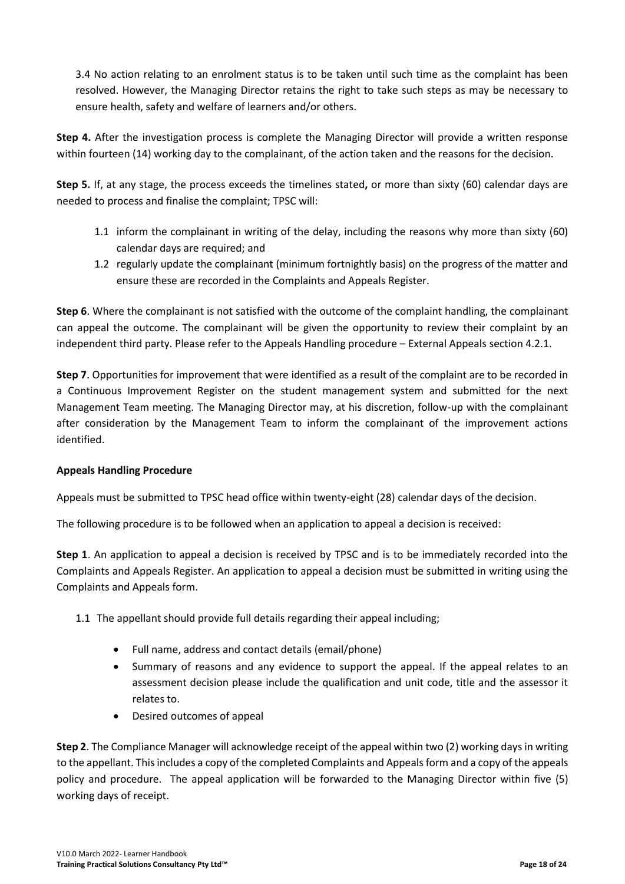3.4 No action relating to an enrolment status is to be taken until such time as the complaint has been resolved. However, the Managing Director retains the right to take such steps as may be necessary to ensure health, safety and welfare of learners and/or others.

**Step 4.** After the investigation process is complete the Managing Director will provide a written response within fourteen (14) working day to the complainant, of the action taken and the reasons for the decision.

**Step 5.** If, at any stage, the process exceeds the timelines stated**,** or more than sixty (60) calendar days are needed to process and finalise the complaint; TPSC will:

1.1 inform the complainant in writing of the delay, including the reasons why more than sixty (60) calendar days are required; and
1.2 regularly update the complainant (minimum fortnightly basis) on the progress of the matter and ensure these are recorded in the Complaints and Appeals Register.

**Step 6**. Where the complainant is not satisfied with the outcome of the complaint handling, the complainant can appeal the outcome. The complainant will be given the opportunity to review their complaint by an independent third party. Please refer to the Appeals Handling procedure – External Appeals section 4.2.1.

**Step 7**. Opportunities for improvement that were identified as a result of the complaint are to be recorded in a Continuous Improvement Register on the student management system and submitted for the next Management Team meeting. The Managing Director may, at his discretion, follow-up with the complainant after consideration by the Management Team to inform the complainant of the improvement actions identified.

**Appeals Handling Procedure**

Appeals must be submitted to TPSC head office within twenty-eight (28) calendar days of the decision.

The following procedure is to be followed when an application to appeal a decision is received:

**Step 1**. An application to appeal a decision is received by TPSC and is to be immediately recorded into the Complaints and Appeals Register. An application to appeal a decision must be submitted in writing using the Complaints and Appeals form.

1.1 The appellant should provide full details regarding their appeal including;

- Full name, address and contact details (email/phone)
- Summary of reasons and any evidence to support the appeal. If the appeal relates to an assessment decision please include the qualification and unit code, title and the assessor it relates to.
- Desired outcomes of appeal

**Step 2**. The Compliance Manager will acknowledge receipt of the appeal within two (2) working days in writing to the appellant. This includes a copy of the completed Complaints and Appeals form and a copy of the appeals policy and procedure. The appeal application will be forwarded to the Managing Director within five (5) working days of receipt.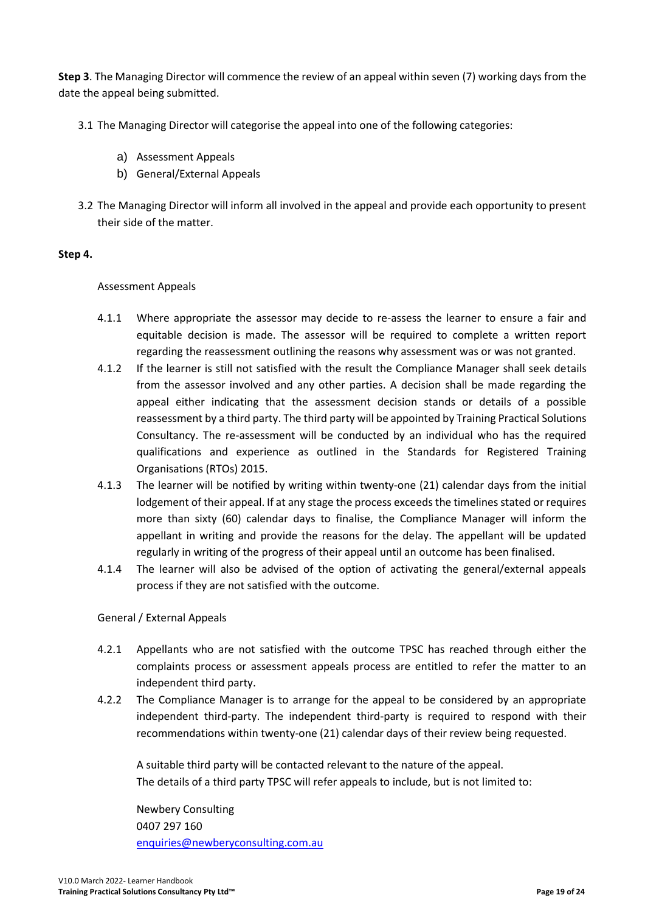**Step 3**. The Managing Director will commence the review of an appeal within seven (7) working days from the date the appeal being submitted.

3.1 The Managing Director will categorise the appeal into one of the following categories:

a) Assessment Appeals
b) General/External Appeals

3.2 The Managing Director will inform all involved in the appeal and provide each opportunity to present their side of the matter.

**Step 4.**

Assessment Appeals

4.1.1 Where appropriate the assessor may decide to re-assess the learner to ensure a fair and equitable decision is made. The assessor will be required to complete a written report regarding the reassessment outlining the reasons why assessment was or was not granted.

4.1.2 If the learner is still not satisfied with the result the Compliance Manager shall seek details from the assessor involved and any other parties. A decision shall be made regarding the appeal either indicating that the assessment decision stands or details of a possible reassessment by a third party. The third party will be appointed by Training Practical Solutions Consultancy. The re-assessment will be conducted by an individual who has the required qualifications and experience as outlined in the Standards for Registered Training Organisations (RTOs) 2015.

4.1.3 The learner will be notified by writing within twenty-one (21) calendar days from the initial lodgement of their appeal. If at any stage the process exceeds the timelines stated or requires more than sixty (60) calendar days to finalise, the Compliance Manager will inform the appellant in writing and provide the reasons for the delay. The appellant will be updated regularly in writing of the progress of their appeal until an outcome has been finalised.

4.1.4 The learner will also be advised of the option of activating the general/external appeals process if they are not satisfied with the outcome.

General / External Appeals

4.2.1 Appellants who are not satisfied with the outcome TPSC has reached through either the complaints process or assessment appeals process are entitled to refer the matter to an independent third party.

4.2.2 The Compliance Manager is to arrange for the appeal to be considered by an appropriate independent third-party. The independent third-party is required to respond with their recommendations within twenty-one (21) calendar days of their review being requested.

A suitable third party will be contacted relevant to the nature of the appeal.
The details of a third party TPSC will refer appeals to include, but is not limited to:

Newbery Consulting
0407 297 160
enquiries@newberyconsulting.com.au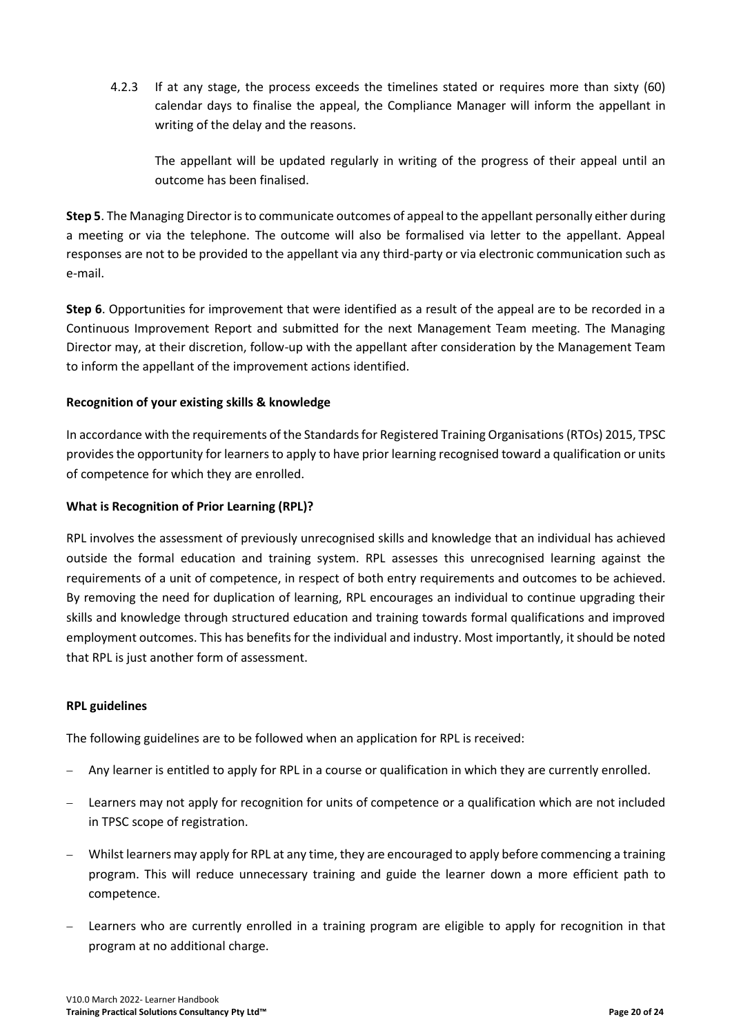4.2.3 If at any stage, the process exceeds the timelines stated or requires more than sixty (60) calendar days to finalise the appeal, the Compliance Manager will inform the appellant in writing of the delay and the reasons.

The appellant will be updated regularly in writing of the progress of their appeal until an outcome has been finalised.

**Step 5**. The Managing Director is to communicate outcomes of appeal to the appellant personally either during a meeting or via the telephone. The outcome will also be formalised via letter to the appellant. Appeal responses are not to be provided to the appellant via any third-party or via electronic communication such as e-mail.

**Step 6**. Opportunities for improvement that were identified as a result of the appeal are to be recorded in a Continuous Improvement Report and submitted for the next Management Team meeting. The Managing Director may, at their discretion, follow-up with the appellant after consideration by the Management Team to inform the appellant of the improvement actions identified.

**Recognition of your existing skills & knowledge**

In accordance with the requirements of the Standards for Registered Training Organisations (RTOs) 2015, TPSC provides the opportunity for learners to apply to have prior learning recognised toward a qualification or units of competence for which they are enrolled.

**What is Recognition of Prior Learning (RPL)?**

RPL involves the assessment of previously unrecognised skills and knowledge that an individual has achieved outside the formal education and training system. RPL assesses this unrecognised learning against the requirements of a unit of competence, in respect of both entry requirements and outcomes to be achieved. By removing the need for duplication of learning, RPL encourages an individual to continue upgrading their skills and knowledge through structured education and training towards formal qualifications and improved employment outcomes. This has benefits for the individual and industry. Most importantly, it should be noted that RPL is just another form of assessment.

**RPL guidelines**

The following guidelines are to be followed when an application for RPL is received:

- Any learner is entitled to apply for RPL in a course or qualification in which they are currently enrolled.
- Learners may not apply for recognition for units of competence or a qualification which are not included in TPSC scope of registration.
- Whilst learners may apply for RPL at any time, they are encouraged to apply before commencing a training program. This will reduce unnecessary training and guide the learner down a more efficient path to competence.
- Learners who are currently enrolled in a training program are eligible to apply for recognition in that program at no additional charge.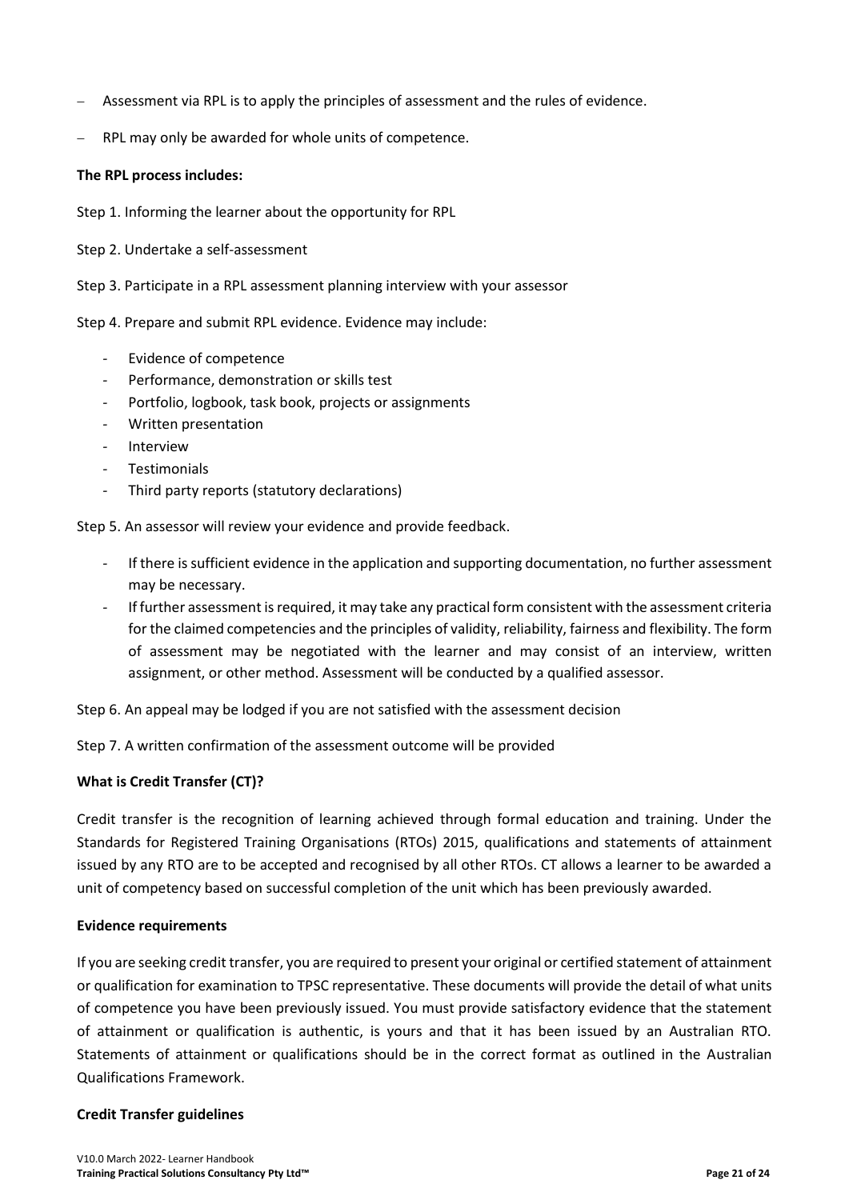- Assessment via RPL is to apply the principles of assessment and the rules of evidence.
- RPL may only be awarded for whole units of competence.

**The RPL process includes:**

Step 1. Informing the learner about the opportunity for RPL

Step 2. Undertake a self-assessment

Step 3. Participate in a RPL assessment planning interview with your assessor

Step 4. Prepare and submit RPL evidence. Evidence may include:

- Evidence of competence
- Performance, demonstration or skills test
- Portfolio, logbook, task book, projects or assignments
- Written presentation
- Interview
- Testimonials
- Third party reports (statutory declarations)

Step 5. An assessor will review your evidence and provide feedback.

- If there is sufficient evidence in the application and supporting documentation, no further assessment may be necessary.
- If further assessment is required, it may take any practical form consistent with the assessment criteria for the claimed competencies and the principles of validity, reliability, fairness and flexibility. The form of assessment may be negotiated with the learner and may consist of an interview, written assignment, or other method. Assessment will be conducted by a qualified assessor.

Step 6. An appeal may be lodged if you are not satisfied with the assessment decision

Step 7. A written confirmation of the assessment outcome will be provided

**What is Credit Transfer (CT)?**

Credit transfer is the recognition of learning achieved through formal education and training. Under the Standards for Registered Training Organisations (RTOs) 2015, qualifications and statements of attainment issued by any RTO are to be accepted and recognised by all other RTOs. CT allows a learner to be awarded a unit of competency based on successful completion of the unit which has been previously awarded.

**Evidence requirements**

If you are seeking credit transfer, you are required to present your original or certified statement of attainment or qualification for examination to TPSC representative. These documents will provide the detail of what units of competence you have been previously issued. You must provide satisfactory evidence that the statement of attainment or qualification is authentic, is yours and that it has been issued by an Australian RTO. Statements of attainment or qualifications should be in the correct format as outlined in the Australian Qualifications Framework.

**Credit Transfer guidelines**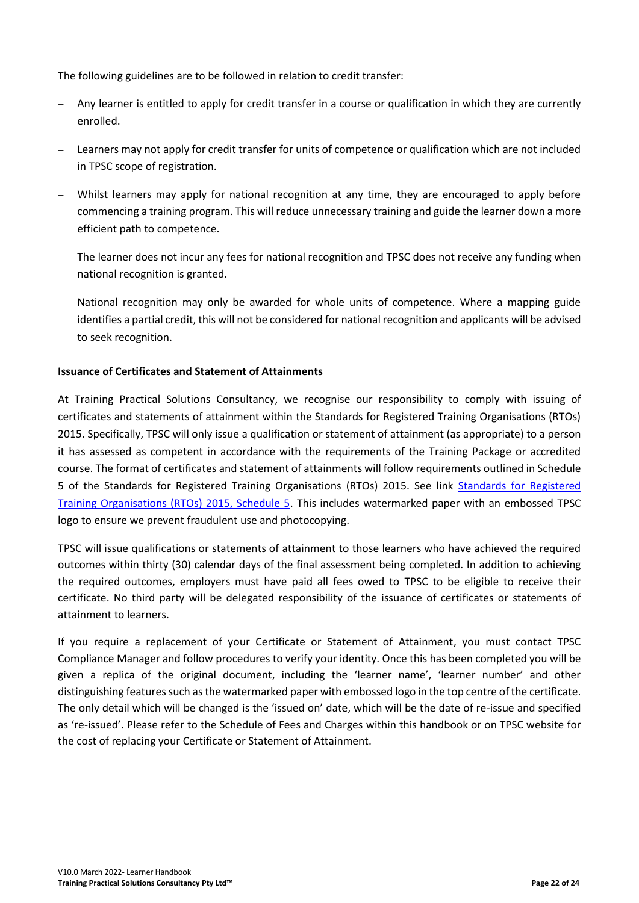The following guidelines are to be followed in relation to credit transfer:

- Any learner is entitled to apply for credit transfer in a course or qualification in which they are currently enrolled.
- Learners may not apply for credit transfer for units of competence or qualification which are not included in TPSC scope of registration.
- Whilst learners may apply for national recognition at any time, they are encouraged to apply before commencing a training program. This will reduce unnecessary training and guide the learner down a more efficient path to competence.
- The learner does not incur any fees for national recognition and TPSC does not receive any funding when national recognition is granted.
- National recognition may only be awarded for whole units of competence. Where a mapping guide identifies a partial credit, this will not be considered for national recognition and applicants will be advised to seek recognition.

**Issuance of Certificates and Statement of Attainments**

At Training Practical Solutions Consultancy, we recognise our responsibility to comply with issuing of certificates and statements of attainment within the Standards for Registered Training Organisations (RTOs) 2015. Specifically, TPSC will only issue a qualification or statement of attainment (as appropriate) to a person it has assessed as competent in accordance with the requirements of the Training Package or accredited course. The format of certificates and statement of attainments will follow requirements outlined in Schedule 5 of the Standards for Registered Training Organisations (RTOs) 2015. See link Standards for Registered Training Organisations (RTOs) 2015, Schedule 5. This includes watermarked paper with an embossed TPSC logo to ensure we prevent fraudulent use and photocopying.

TPSC will issue qualifications or statements of attainment to those learners who have achieved the required outcomes within thirty (30) calendar days of the final assessment being completed. In addition to achieving the required outcomes, employers must have paid all fees owed to TPSC to be eligible to receive their certificate. No third party will be delegated responsibility of the issuance of certificates or statements of attainment to learners.

If you require a replacement of your Certificate or Statement of Attainment, you must contact TPSC Compliance Manager and follow procedures to verify your identity. Once this has been completed you will be given a replica of the original document, including the 'learner name', 'learner number' and other distinguishing features such as the watermarked paper with embossed logo in the top centre of the certificate. The only detail which will be changed is the 'issued on' date, which will be the date of re-issue and specified as 're-issued'. Please refer to the Schedule of Fees and Charges within this handbook or on TPSC website for the cost of replacing your Certificate or Statement of Attainment.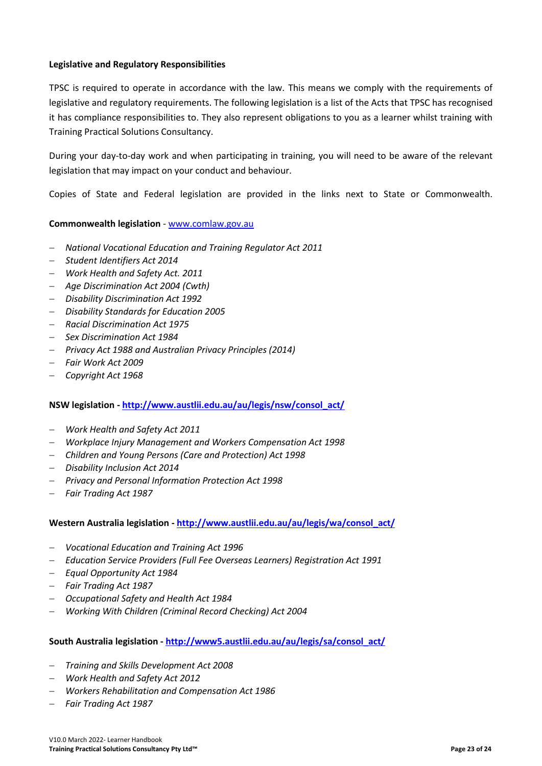**Legislative and Regulatory Responsibilities**

TPSC is required to operate in accordance with the law. This means we comply with the requirements of legislative and regulatory requirements. The following legislation is a list of the Acts that TPSC has recognised it has compliance responsibilities to. They also represent obligations to you as a learner whilst training with Training Practical Solutions Consultancy.

During your day-to-day work and when participating in training, you will need to be aware of the relevant legislation that may impact on your conduct and behaviour.

Copies of State and Federal legislation are provided in the links next to State or Commonwealth.

**Commonwealth legislation** - [www.comlaw.gov.au](http://www.comlaw.gov.au)

- *National Vocational Education and Training Regulator Act 2011*
- *Student Identifiers Act 2014*
- *Work Health and Safety Act. 2011*
- *Age Discrimination Act 2004 (Cwth)*
- *Disability Discrimination Act 1992*
- *Disability Standards for Education 2005*
- *Racial Discrimination Act 1975*
- *Sex Discrimination Act 1984*
- *Privacy Act 1988 and Australian Privacy Principles (2014)*
- *Fair Work Act 2009*
- *Copyright Act 1968*

**NSW legislation - [http://www.austlii.edu.au/au/legis/nsw/consol_act/](http://www.austlii.edu.au/au/legis/nsw/consol_act/)**

- *Work Health and Safety Act 2011*
- *Workplace Injury Management and Workers Compensation Act 1998*
- *Children and Young Persons (Care and Protection) Act 1998*
- *Disability Inclusion Act 2014*
- *Privacy and Personal Information Protection Act 1998*
- *Fair Trading Act 1987*

**Western Australia legislation - [http://www.austlii.edu.au/au/legis/wa/consol_act/](http://www.austlii.edu.au/au/legis/wa/consol_act/)**

- *Vocational Education and Training Act 1996*
- *Education Service Providers (Full Fee Overseas Learners) Registration Act 1991*
- *Equal Opportunity Act 1984*
- *Fair Trading Act 1987*
- *Occupational Safety and Health Act 1984*
- *Working With Children (Criminal Record Checking) Act 2004*

**South Australia legislation - [http://www5.austlii.edu.au/au/legis/sa/consol_act/](http://www5.austlii.edu.au/au/legis/sa/consol_act/)**

- *Training and Skills Development Act 2008*
- *Work Health and Safety Act 2012*
- *Workers Rehabilitation and Compensation Act 1986*
- *Fair Trading Act 1987*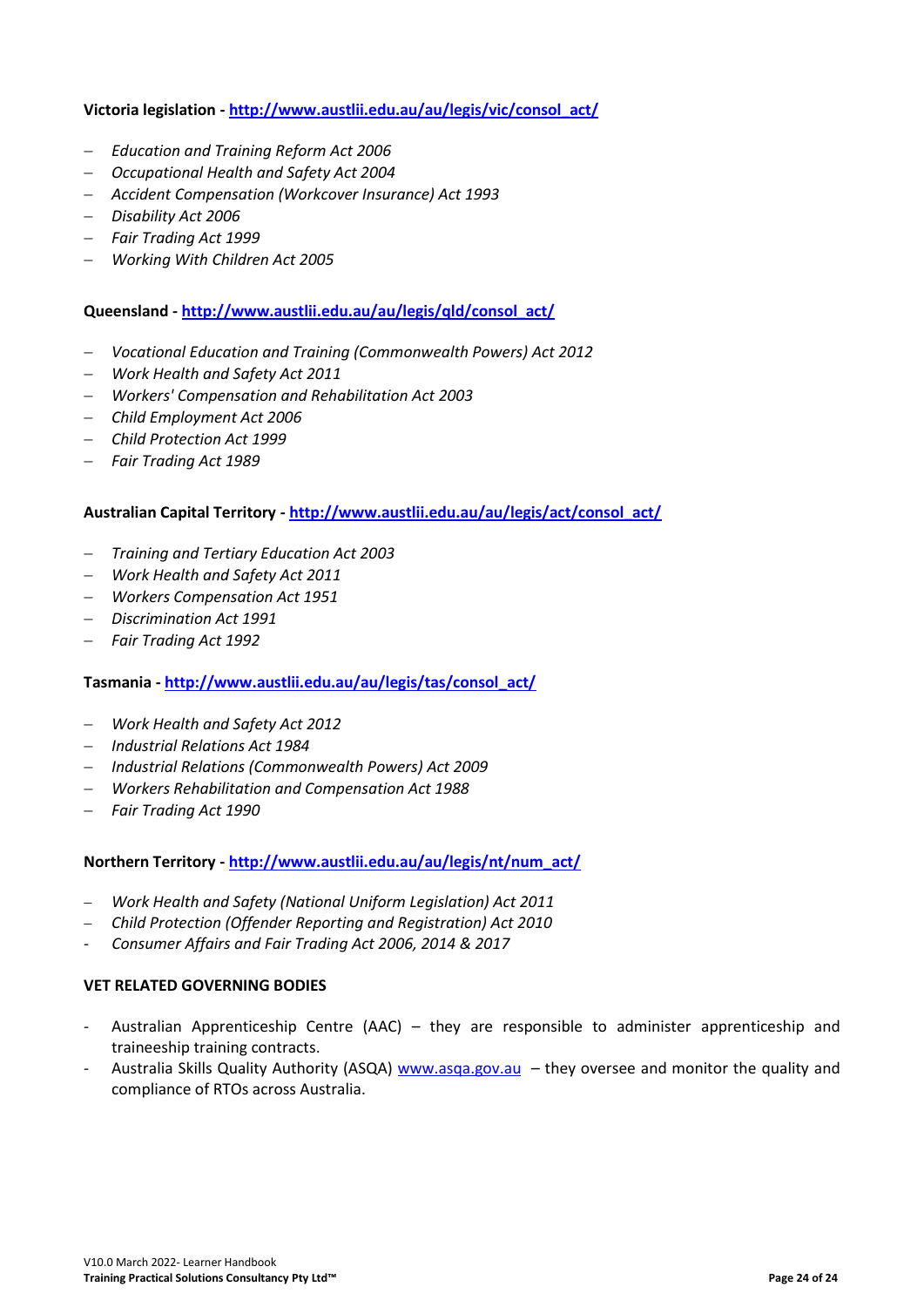**Victoria legislation - [http://www.austlii.edu.au/au/legis/vic/consol_act/](http://www.austlii.edu.au/au/legis/vic/consol_act/)**

- *Education and Training Reform Act 2006*
- *Occupational Health and Safety Act 2004*
- *Accident Compensation (Workcover Insurance) Act 1993*
- *Disability Act 2006*
- *Fair Trading Act 1999*
- *Working With Children Act 2005*

**Queensland - [http://www.austlii.edu.au/au/legis/qld/consol_act/](http://www.austlii.edu.au/au/legis/qld/consol_act/)**

- *Vocational Education and Training (Commonwealth Powers) Act 2012*
- *Work Health and Safety Act 2011*
- *Workers' Compensation and Rehabilitation Act 2003*
- *Child Employment Act 2006*
- *Child Protection Act 1999*
- *Fair Trading Act 1989*

**Australian Capital Territory - [http://www.austlii.edu.au/au/legis/act/consol_act/](http://www.austlii.edu.au/au/legis/act/consol_act/)**

- *Training and Tertiary Education Act 2003*
- *Work Health and Safety Act 2011*
- *Workers Compensation Act 1951*
- *Discrimination Act 1991*
- *Fair Trading Act 1992*

**Tasmania - [http://www.austlii.edu.au/au/legis/tas/consol_act/](http://www.austlii.edu.au/au/legis/tas/consol_act/)**

- *Work Health and Safety Act 2012*
- *Industrial Relations Act 1984*
- *Industrial Relations (Commonwealth Powers) Act 2009*
- *Workers Rehabilitation and Compensation Act 1988*
- *Fair Trading Act 1990*

**Northern Territory - [http://www.austlii.edu.au/au/legis/nt/num_act/](http://www.austlii.edu.au/au/legis/nt/num_act/)**

- *Work Health and Safety (National Uniform Legislation) Act 2011*
- *Child Protection (Offender Reporting and Registration) Act 2010*
- *Consumer Affairs and Fair Trading Act 2006, 2014 & 2017*

**VET RELATED GOVERNING BODIES**

- Australian Apprenticeship Centre (AAC) – they are responsible to administer apprenticeship and traineeship training contracts.
- Australia Skills Quality Authority (ASQA) [www.asqa.gov.au](http://www.asqa.gov.au) – they oversee and monitor the quality and compliance of RTOs across Australia.